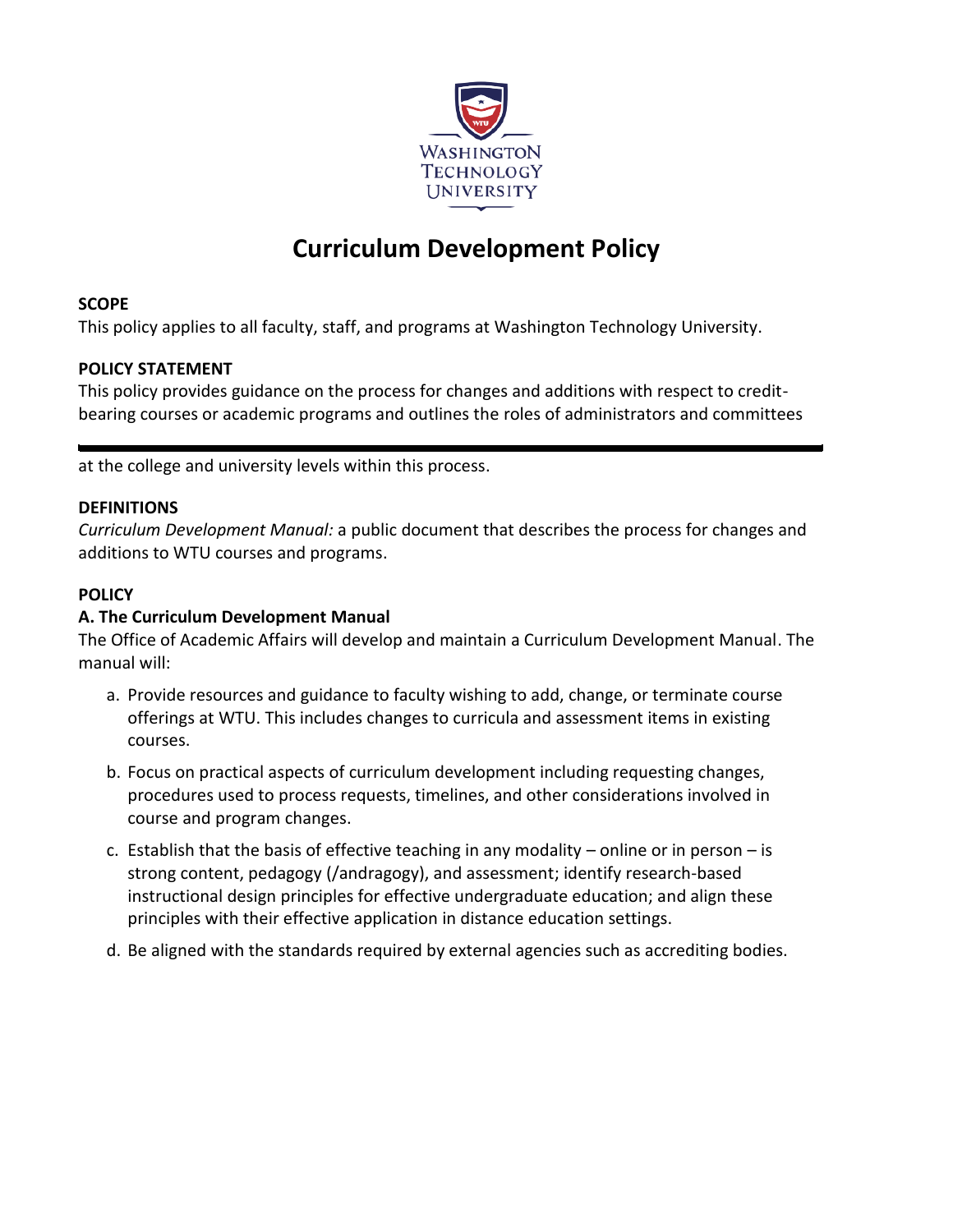WASHINGTON TECHNOLOGY UNIVERSITY

# Curriculum Development Policy

**SCOPE**

This policy applies to all faculty, staff, and programs at Washington Technology University.

**POLICY STATEMENT**

This policy provides guidance on the process for changes and additions with respect to credit-bearing courses or academic programs and outlines the roles of administrators and committees at the college and university levels within this process.

**DEFINITIONS**

*Curriculum Development Manual:* a public document that describes the process for changes and additions to WTU courses and programs.

**POLICY**

**A. The Curriculum Development Manual**

The Office of Academic Affairs will develop and maintain a Curriculum Development Manual. The manual will:

a. Provide resources and guidance to faculty wishing to add, change, or terminate course offerings at WTU. This includes changes to curricula and assessment items in existing courses.

b. Focus on practical aspects of curriculum development including requesting changes, procedures used to process requests, timelines, and other considerations involved in course and program changes.

c. Establish that the basis of effective teaching in any modality – online or in person – is strong content, pedagogy (/andragogy), and assessment; identify research-based instructional design principles for effective undergraduate education; and align these principles with their effective application in distance education settings.

d. Be aligned with the standards required by external agencies such as accrediting bodies.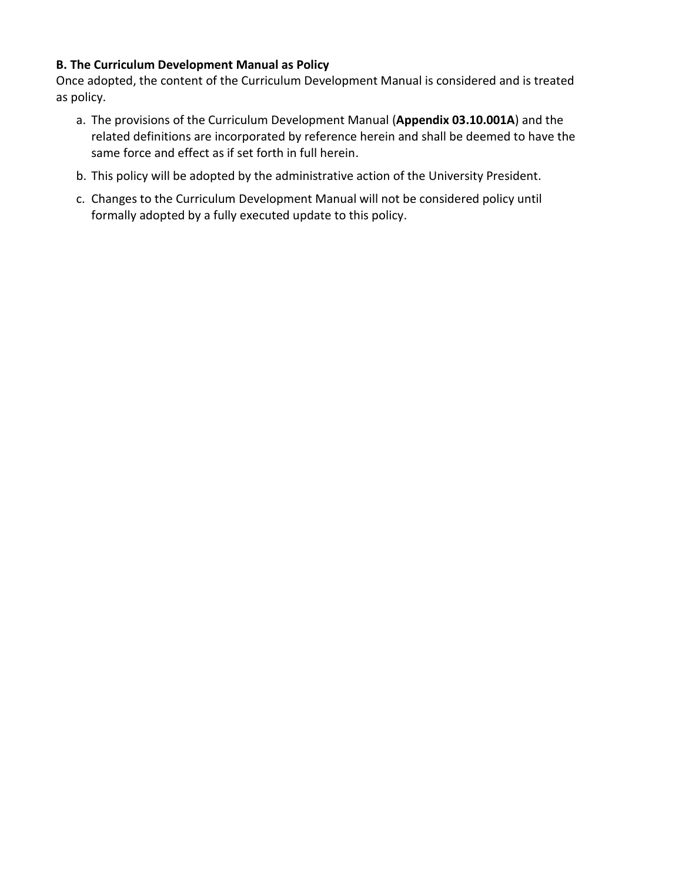**B. The Curriculum Development Manual as Policy**

Once adopted, the content of the Curriculum Development Manual is considered and is treated as policy.

a. The provisions of the Curriculum Development Manual (**Appendix 03.10.001A**) and the related definitions are incorporated by reference herein and shall be deemed to have the same force and effect as if set forth in full herein.

b. This policy will be adopted by the administrative action of the University President.

c. Changes to the Curriculum Development Manual will not be considered policy until formally adopted by a fully executed update to this policy.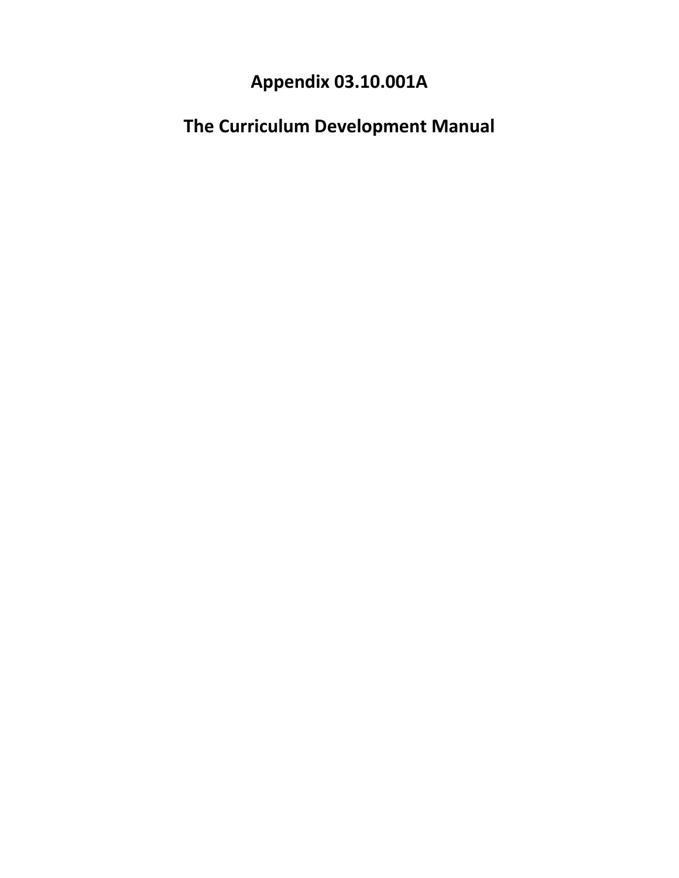# Appendix 03.10.001A

# The Curriculum Development Manual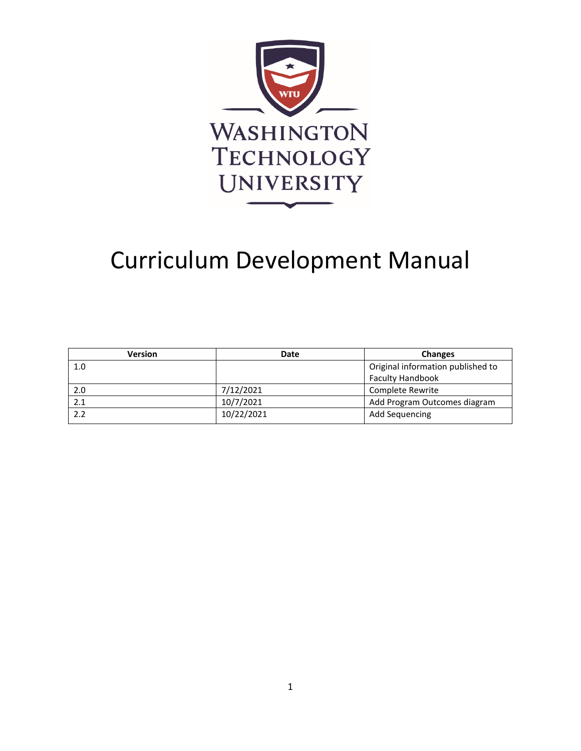WASHINGTON TECHNOLOGY UNIVERSITY

# Curriculum Development Manual

| Version | Date | Changes |
| --- | --- | --- |
| 1.0 | | Original information published to Faculty Handbook |
| 2.0 | 7/12/2021 | Complete Rewrite |
| 2.1 | 10/7/2021 | Add Program Outcomes diagram |
| 2.2 | 10/22/2021 | Add Sequencing |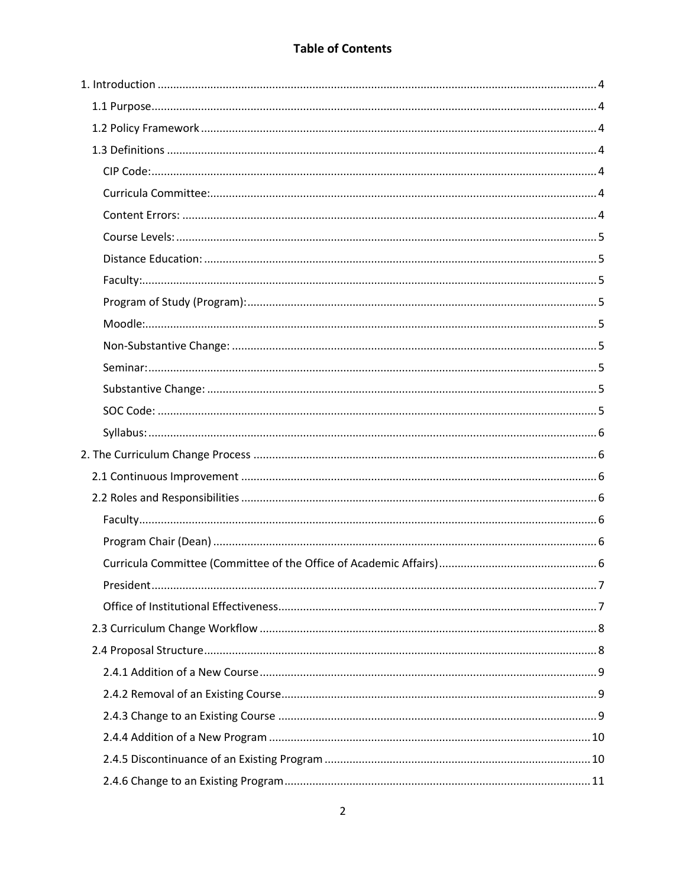# Table of Contents

1. Introduction ........ 4
   - 1.1 Purpose ........ 4
   - 1.2 Policy Framework ........ 4
   - 1.3 Definitions ........ 4
     - CIP Code: ........ 4
     - Curricula Committee: ........ 4
     - Content Errors: ........ 4
     - Course Levels: ........ 5
     - Distance Education: ........ 5
     - Faculty: ........ 5
     - Program of Study (Program): ........ 5
     - Moodle: ........ 5
     - Non-Substantive Change: ........ 5
     - Seminar: ........ 5
     - Substantive Change: ........ 5
     - SOC Code: ........ 5
     - Syllabus: ........ 6
2. The Curriculum Change Process ........ 6
   - 2.1 Continuous Improvement ........ 6
   - 2.2 Roles and Responsibilities ........ 6
     - Faculty ........ 6
     - Program Chair (Dean) ........ 6
     - Curricula Committee (Committee of the Office of Academic Affairs) ........ 6
     - President ........ 7
     - Office of Institutional Effectiveness ........ 7
   - 2.3 Curriculum Change Workflow ........ 8
   - 2.4 Proposal Structure ........ 8
     - 2.4.1 Addition of a New Course ........ 9
     - 2.4.2 Removal of an Existing Course ........ 9
     - 2.4.3 Change to an Existing Course ........ 9
     - 2.4.4 Addition of a New Program ........ 10
     - 2.4.5 Discontinuance of an Existing Program ........ 10
     - 2.4.6 Change to an Existing Program ........ 11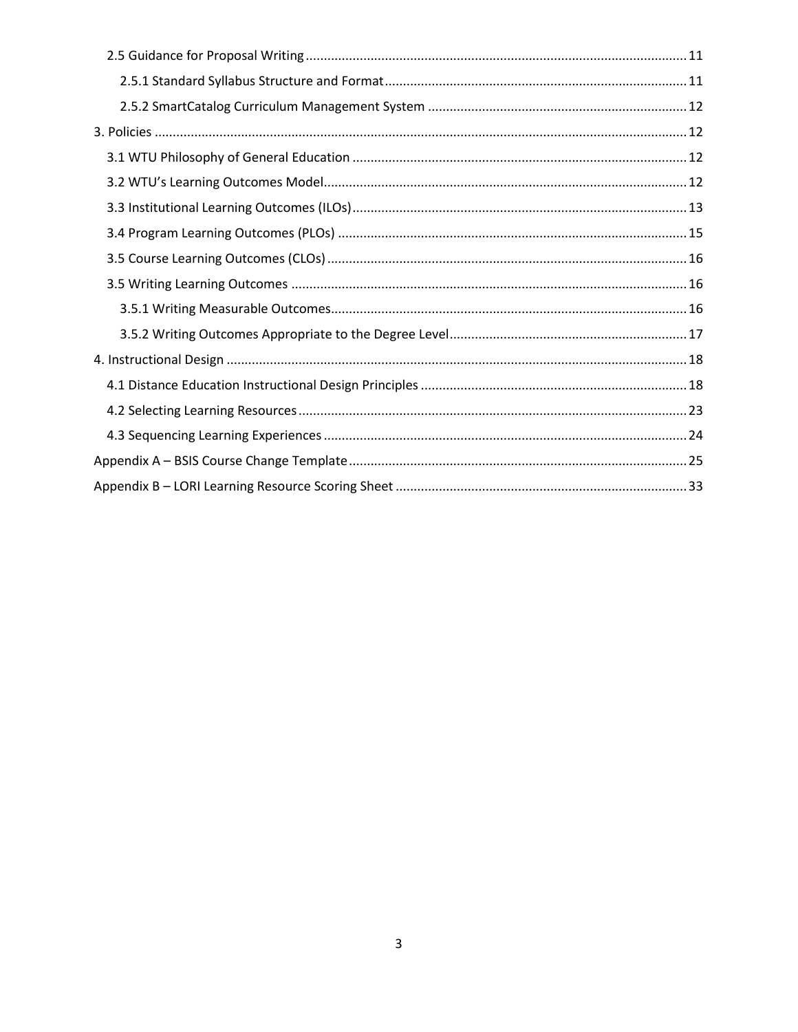2.5 Guidance for Proposal Writing ........................................................................................................ 11

2.5.1 Standard Syllabus Structure and Format .................................................................................. 11

2.5.2 SmartCatalog Curriculum Management System ....................................................................... 12

3. Policies .................................................................................................................................................. 12

3.1 WTU Philosophy of General Education ........................................................................................... 12

3.2 WTU's Learning Outcomes Model.................................................................................................... 12

3.3 Institutional Learning Outcomes (ILOs)............................................................................................ 13

3.4 Program Learning Outcomes (PLOs) ................................................................................................ 15

3.5 Course Learning Outcomes (CLOs) ................................................................................................... 16

3.5 Writing Learning Outcomes ............................................................................................................. 16

3.5.1 Writing Measurable Outcomes.................................................................................................. 16

3.5.2 Writing Outcomes Appropriate to the Degree Level.................................................................. 17

4. Instructional Design ............................................................................................................................... 18

4.1 Distance Education Instructional Design Principles ......................................................................... 18

4.2 Selecting Learning Resources ........................................................................................................... 23

4.3 Sequencing Learning Experiences .................................................................................................... 24

Appendix A – BSIS Course Change Template ............................................................................................. 25

Appendix B – LORI Learning Resource Scoring Sheet ................................................................................ 33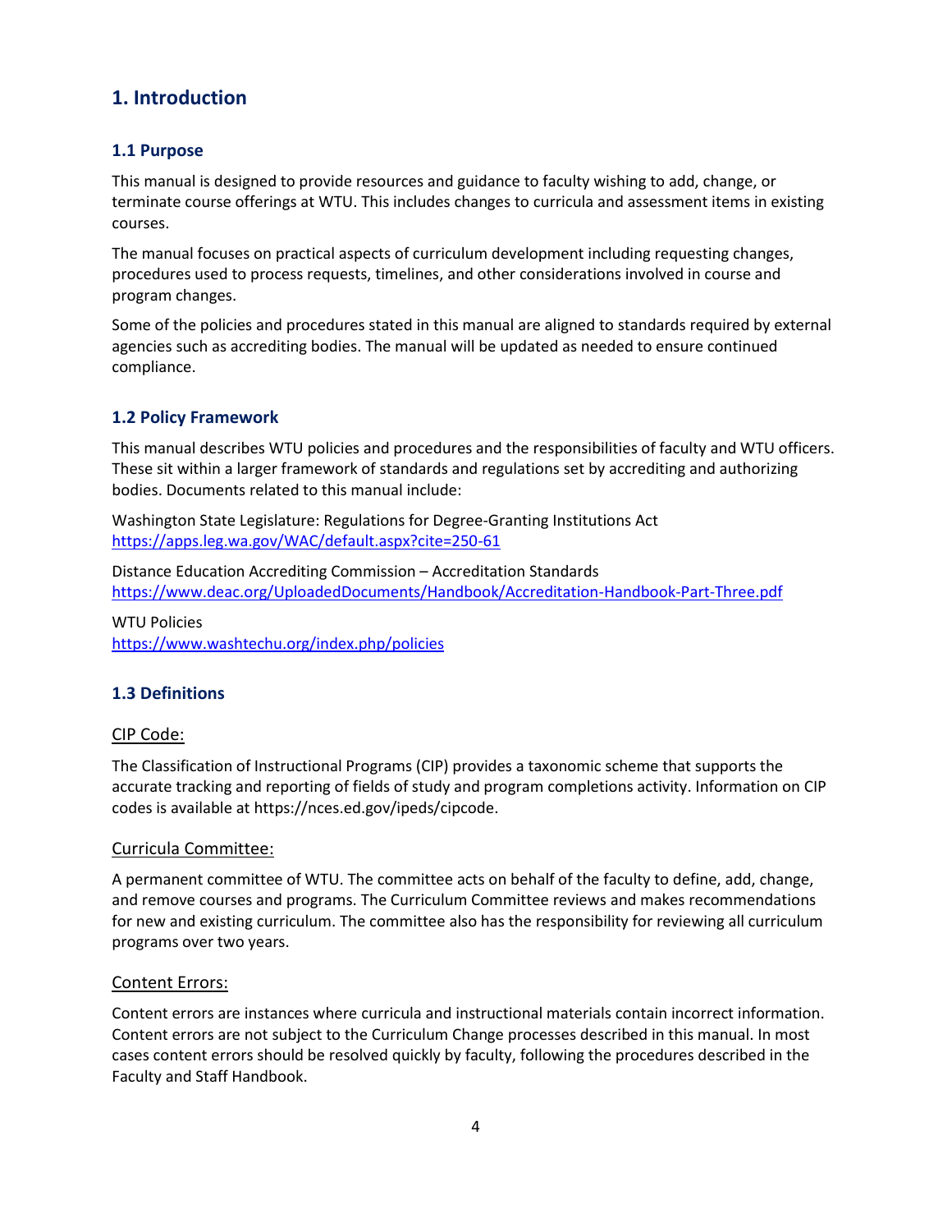# 1. Introduction

## 1.1 Purpose

This manual is designed to provide resources and guidance to faculty wishing to add, change, or terminate course offerings at WTU. This includes changes to curricula and assessment items in existing courses.

The manual focuses on practical aspects of curriculum development including requesting changes, procedures used to process requests, timelines, and other considerations involved in course and program changes.

Some of the policies and procedures stated in this manual are aligned to standards required by external agencies such as accrediting bodies. The manual will be updated as needed to ensure continued compliance.

## 1.2 Policy Framework

This manual describes WTU policies and procedures and the responsibilities of faculty and WTU officers. These sit within a larger framework of standards and regulations set by accrediting and authorizing bodies. Documents related to this manual include:

Washington State Legislature: Regulations for Degree-Granting Institutions Act
https://apps.leg.wa.gov/WAC/default.aspx?cite=250-61

Distance Education Accrediting Commission – Accreditation Standards
https://www.deac.org/UploadedDocuments/Handbook/Accreditation-Handbook-Part-Three.pdf

WTU Policies
https://www.washtechu.org/index.php/policies

## 1.3 Definitions

### CIP Code:

The Classification of Instructional Programs (CIP) provides a taxonomic scheme that supports the accurate tracking and reporting of fields of study and program completions activity. Information on CIP codes is available at https://nces.ed.gov/ipeds/cipcode.

### Curricula Committee:

A permanent committee of WTU. The committee acts on behalf of the faculty to define, add, change, and remove courses and programs. The Curriculum Committee reviews and makes recommendations for new and existing curriculum. The committee also has the responsibility for reviewing all curriculum programs over two years.

### Content Errors:

Content errors are instances where curricula and instructional materials contain incorrect information. Content errors are not subject to the Curriculum Change processes described in this manual. In most cases content errors should be resolved quickly by faculty, following the procedures described in the Faculty and Staff Handbook.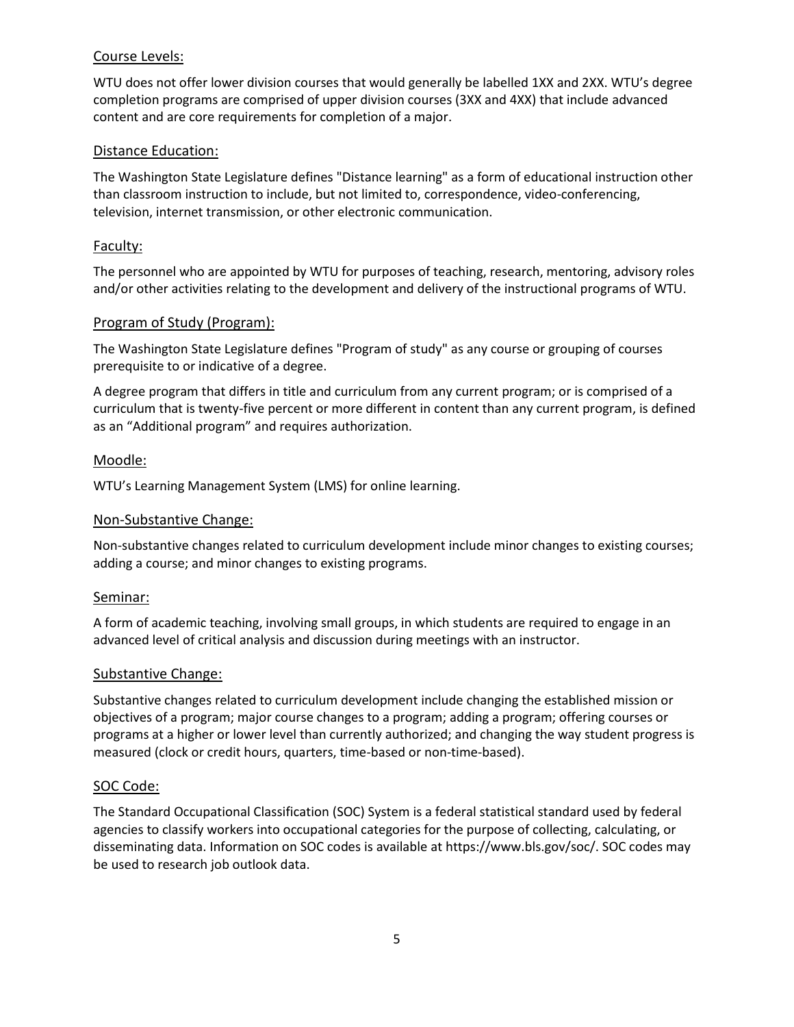### Course Levels:

WTU does not offer lower division courses that would generally be labelled 1XX and 2XX. WTU's degree completion programs are comprised of upper division courses (3XX and 4XX) that include advanced content and are core requirements for completion of a major.

### Distance Education:

The Washington State Legislature defines "Distance learning" as a form of educational instruction other than classroom instruction to include, but not limited to, correspondence, video-conferencing, television, internet transmission, or other electronic communication.

### Faculty:

The personnel who are appointed by WTU for purposes of teaching, research, mentoring, advisory roles and/or other activities relating to the development and delivery of the instructional programs of WTU.

### Program of Study (Program):

The Washington State Legislature defines "Program of study" as any course or grouping of courses prerequisite to or indicative of a degree.

A degree program that differs in title and curriculum from any current program; or is comprised of a curriculum that is twenty-five percent or more different in content than any current program, is defined as an "Additional program" and requires authorization.

### Moodle:

WTU's Learning Management System (LMS) for online learning.

### Non-Substantive Change:

Non-substantive changes related to curriculum development include minor changes to existing courses; adding a course; and minor changes to existing programs.

### Seminar:

A form of academic teaching, involving small groups, in which students are required to engage in an advanced level of critical analysis and discussion during meetings with an instructor.

### Substantive Change:

Substantive changes related to curriculum development include changing the established mission or objectives of a program; major course changes to a program; adding a program; offering courses or programs at a higher or lower level than currently authorized; and changing the way student progress is measured (clock or credit hours, quarters, time-based or non-time-based).

### SOC Code:

The Standard Occupational Classification (SOC) System is a federal statistical standard used by federal agencies to classify workers into occupational categories for the purpose of collecting, calculating, or disseminating data. Information on SOC codes is available at https://www.bls.gov/soc/. SOC codes may be used to research job outlook data.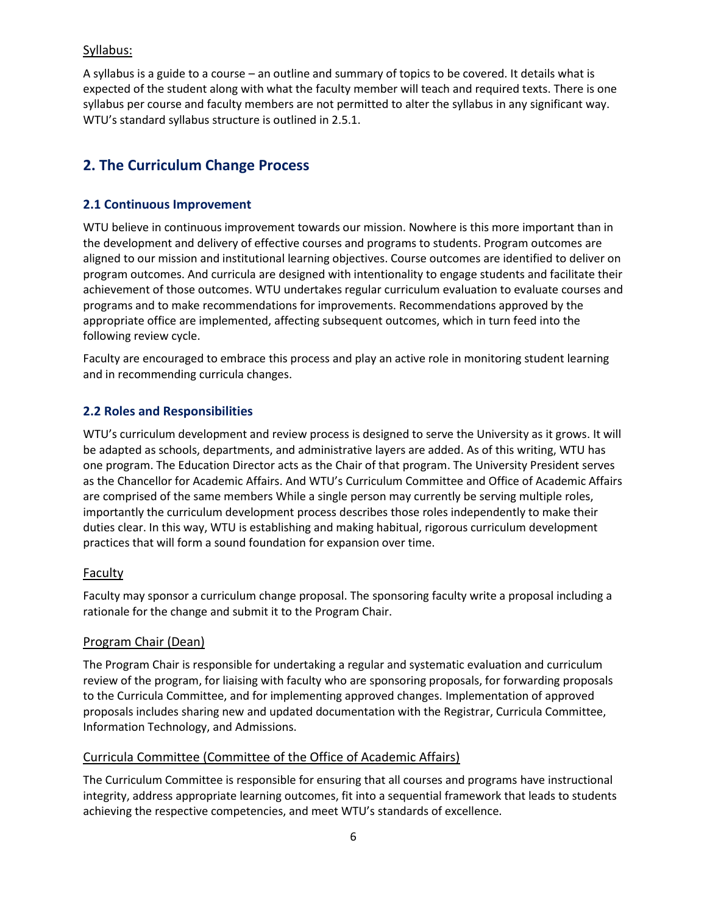<u>Syllabus:</u>

A syllabus is a guide to a course – an outline and summary of topics to be covered. It details what is expected of the student along with what the faculty member will teach and required texts. There is one syllabus per course and faculty members are not permitted to alter the syllabus in any significant way. WTU's standard syllabus structure is outlined in 2.5.1.

## 2. The Curriculum Change Process

### 2.1 Continuous Improvement

WTU believe in continuous improvement towards our mission. Nowhere is this more important than in the development and delivery of effective courses and programs to students. Program outcomes are aligned to our mission and institutional learning objectives. Course outcomes are identified to deliver on program outcomes. And curricula are designed with intentionality to engage students and facilitate their achievement of those outcomes. WTU undertakes regular curriculum evaluation to evaluate courses and programs and to make recommendations for improvements. Recommendations approved by the appropriate office are implemented, affecting subsequent outcomes, which in turn feed into the following review cycle.

Faculty are encouraged to embrace this process and play an active role in monitoring student learning and in recommending curricula changes.

### 2.2 Roles and Responsibilities

WTU's curriculum development and review process is designed to serve the University as it grows. It will be adapted as schools, departments, and administrative layers are added. As of this writing, WTU has one program. The Education Director acts as the Chair of that program. The University President serves as the Chancellor for Academic Affairs. And WTU's Curriculum Committee and Office of Academic Affairs are comprised of the same members While a single person may currently be serving multiple roles, importantly the curriculum development process describes those roles independently to make their duties clear. In this way, WTU is establishing and making habitual, rigorous curriculum development practices that will form a sound foundation for expansion over time.

<u>Faculty</u>

Faculty may sponsor a curriculum change proposal. The sponsoring faculty write a proposal including a rationale for the change and submit it to the Program Chair.

<u>Program Chair (Dean)</u>

The Program Chair is responsible for undertaking a regular and systematic evaluation and curriculum review of the program, for liaising with faculty who are sponsoring proposals, for forwarding proposals to the Curricula Committee, and for implementing approved changes. Implementation of approved proposals includes sharing new and updated documentation with the Registrar, Curricula Committee, Information Technology, and Admissions.

<u>Curricula Committee (Committee of the Office of Academic Affairs)</u>

The Curriculum Committee is responsible for ensuring that all courses and programs have instructional integrity, address appropriate learning outcomes, fit into a sequential framework that leads to students achieving the respective competencies, and meet WTU's standards of excellence.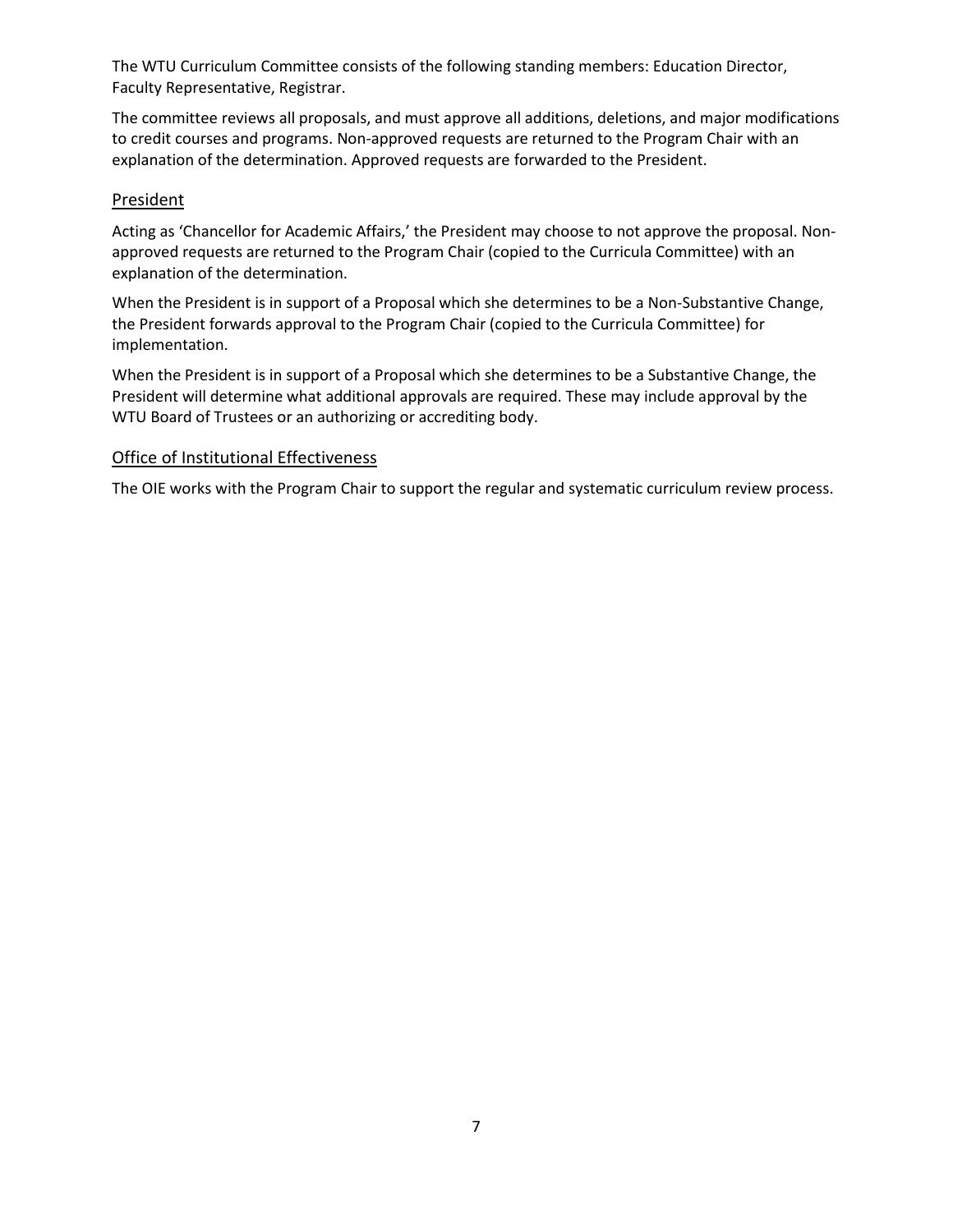The WTU Curriculum Committee consists of the following standing members: Education Director, Faculty Representative, Registrar.

The committee reviews all proposals, and must approve all additions, deletions, and major modifications to credit courses and programs. Non-approved requests are returned to the Program Chair with an explanation of the determination. Approved requests are forwarded to the President.

## President

Acting as 'Chancellor for Academic Affairs,' the President may choose to not approve the proposal. Non-approved requests are returned to the Program Chair (copied to the Curricula Committee) with an explanation of the determination.

When the President is in support of a Proposal which she determines to be a Non-Substantive Change, the President forwards approval to the Program Chair (copied to the Curricula Committee) for implementation.

When the President is in support of a Proposal which she determines to be a Substantive Change, the President will determine what additional approvals are required. These may include approval by the WTU Board of Trustees or an authorizing or accrediting body.

## Office of Institutional Effectiveness

The OIE works with the Program Chair to support the regular and systematic curriculum review process.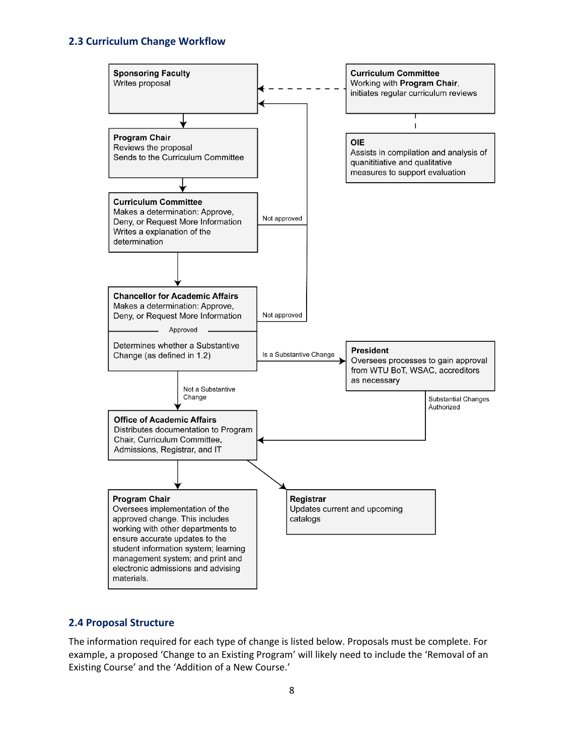## 2.3 Curriculum Change Workflow

**Sponsoring Faculty**
Writes proposal

**Curriculum Committee**
Working with **Program Chair**, initiates regular curriculum reviews

**OIE**
Assists in compilation and analysis of quanititiative and qualitative measures to support evaluation

**Program Chair**
Reviews the proposal
Sends to the Curriculum Committee

**Curriculum Committee**
Makes a determination: Approve, Deny, or Request More Information
Writes a explanation of the determination

Not approved

**Chancellor for Academic Affairs**
Makes a determination: Approve, Deny, or Request More Information

Not approved

Approved

Determines whether a Substantive Change (as defined in 1.2)

Is a Substantive Change

**President**
Oversees processes to gain approval from WTU BoT, WSAC, accreditors as necessary

Not a Substantive Change

Substantial Changes Authorized

**Office of Academic Affairs**
Distributes documentation to Program Chair, Curriculum Committee, Admissions, Registrar, and IT

**Program Chair**
Oversees implementation of the approved change. This includes working with other departments to ensure accurate updates to the student information system; learning management system; and print and electronic admissions and advising materials.

**Registrar**
Updates current and upcoming catalogs

## 2.4 Proposal Structure

The information required for each type of change is listed below. Proposals must be complete. For example, a proposed 'Change to an Existing Program' will likely need to include the 'Removal of an Existing Course' and the 'Addition of a New Course.'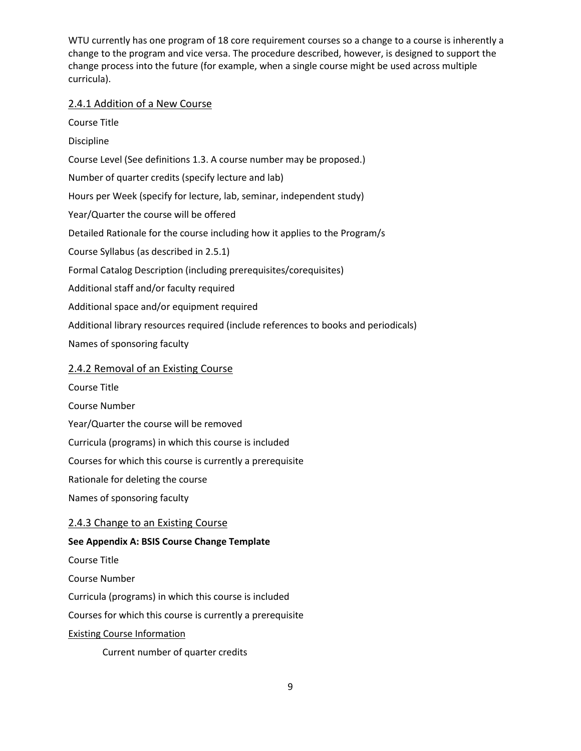WTU currently has one program of 18 core requirement courses so a change to a course is inherently a change to the program and vice versa. The procedure described, however, is designed to support the change process into the future (for example, when a single course might be used across multiple curricula).

### 2.4.1 Addition of a New Course

Course Title

Discipline

Course Level (See definitions 1.3. A course number may be proposed.)

Number of quarter credits (specify lecture and lab)

Hours per Week (specify for lecture, lab, seminar, independent study)

Year/Quarter the course will be offered

Detailed Rationale for the course including how it applies to the Program/s

Course Syllabus (as described in 2.5.1)

Formal Catalog Description (including prerequisites/corequisites)

Additional staff and/or faculty required

Additional space and/or equipment required

Additional library resources required (include references to books and periodicals)

Names of sponsoring faculty

### 2.4.2 Removal of an Existing Course

Course Title

Course Number

Year/Quarter the course will be removed

Curricula (programs) in which this course is included

Courses for which this course is currently a prerequisite

Rationale for deleting the course

Names of sponsoring faculty

### 2.4.3 Change to an Existing Course

**See Appendix A: BSIS Course Change Template**

Course Title

Course Number

Curricula (programs) in which this course is included

Courses for which this course is currently a prerequisite

Existing Course Information

Current number of quarter credits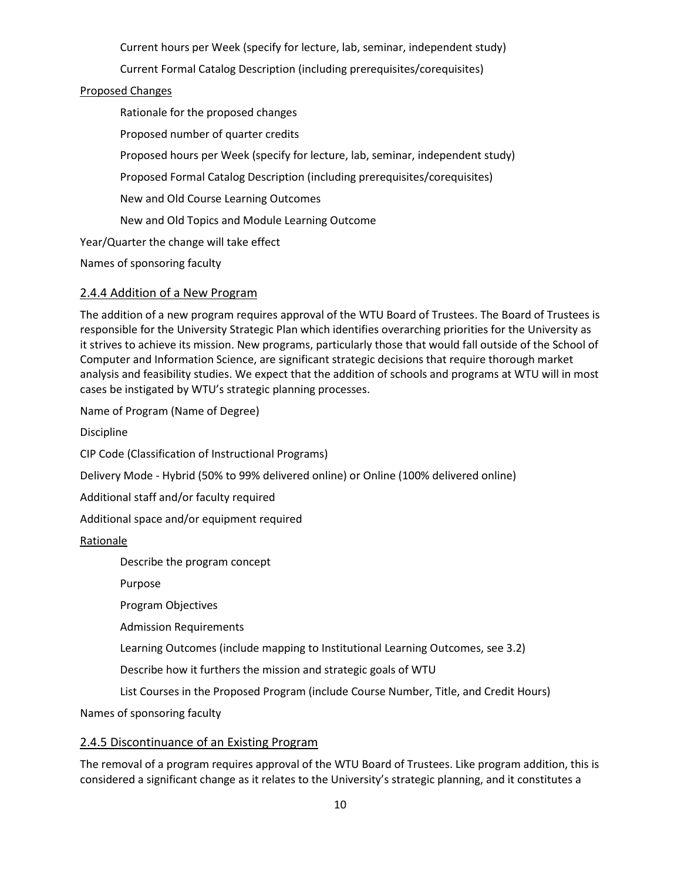Current hours per Week (specify for lecture, lab, seminar, independent study)

Current Formal Catalog Description (including prerequisites/corequisites)

Proposed Changes

Rationale for the proposed changes

Proposed number of quarter credits

Proposed hours per Week (specify for lecture, lab, seminar, independent study)

Proposed Formal Catalog Description (including prerequisites/corequisites)

New and Old Course Learning Outcomes

New and Old Topics and Module Learning Outcome

Year/Quarter the change will take effect

Names of sponsoring faculty

### 2.4.4 Addition of a New Program

The addition of a new program requires approval of the WTU Board of Trustees. The Board of Trustees is responsible for the University Strategic Plan which identifies overarching priorities for the University as it strives to achieve its mission. New programs, particularly those that would fall outside of the School of Computer and Information Science, are significant strategic decisions that require thorough market analysis and feasibility studies. We expect that the addition of schools and programs at WTU will in most cases be instigated by WTU's strategic planning processes.

Name of Program (Name of Degree)

Discipline

CIP Code (Classification of Instructional Programs)

Delivery Mode - Hybrid (50% to 99% delivered online) or Online (100% delivered online)

Additional staff and/or faculty required

Additional space and/or equipment required

Rationale

Describe the program concept

Purpose

Program Objectives

Admission Requirements

Learning Outcomes (include mapping to Institutional Learning Outcomes, see 3.2)

Describe how it furthers the mission and strategic goals of WTU

List Courses in the Proposed Program (include Course Number, Title, and Credit Hours)

Names of sponsoring faculty

### 2.4.5 Discontinuance of an Existing Program

The removal of a program requires approval of the WTU Board of Trustees. Like program addition, this is considered a significant change as it relates to the University's strategic planning, and it constitutes a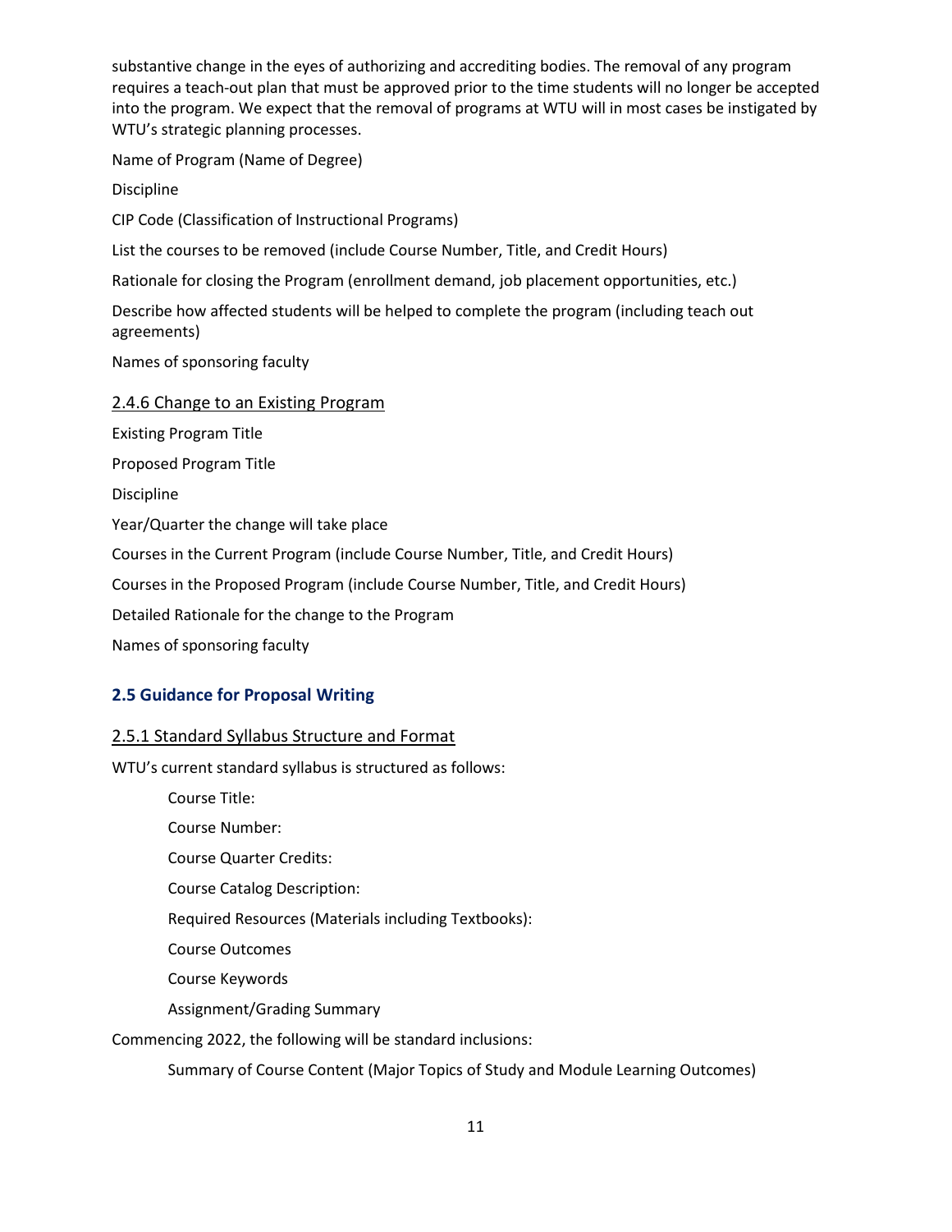substantive change in the eyes of authorizing and accrediting bodies. The removal of any program requires a teach-out plan that must be approved prior to the time students will no longer be accepted into the program. We expect that the removal of programs at WTU will in most cases be instigated by WTU's strategic planning processes.

Name of Program (Name of Degree)

Discipline

CIP Code (Classification of Instructional Programs)

List the courses to be removed (include Course Number, Title, and Credit Hours)

Rationale for closing the Program (enrollment demand, job placement opportunities, etc.)

Describe how affected students will be helped to complete the program (including teach out agreements)

Names of sponsoring faculty

### 2.4.6 Change to an Existing Program

Existing Program Title

Proposed Program Title

Discipline

Year/Quarter the change will take place

Courses in the Current Program (include Course Number, Title, and Credit Hours)

Courses in the Proposed Program (include Course Number, Title, and Credit Hours)

Detailed Rationale for the change to the Program

Names of sponsoring faculty

## 2.5 Guidance for Proposal Writing

### 2.5.1 Standard Syllabus Structure and Format

WTU's current standard syllabus is structured as follows:

Course Title:

Course Number:

Course Quarter Credits:

Course Catalog Description:

Required Resources (Materials including Textbooks):

Course Outcomes

Course Keywords

Assignment/Grading Summary

Commencing 2022, the following will be standard inclusions:

Summary of Course Content (Major Topics of Study and Module Learning Outcomes)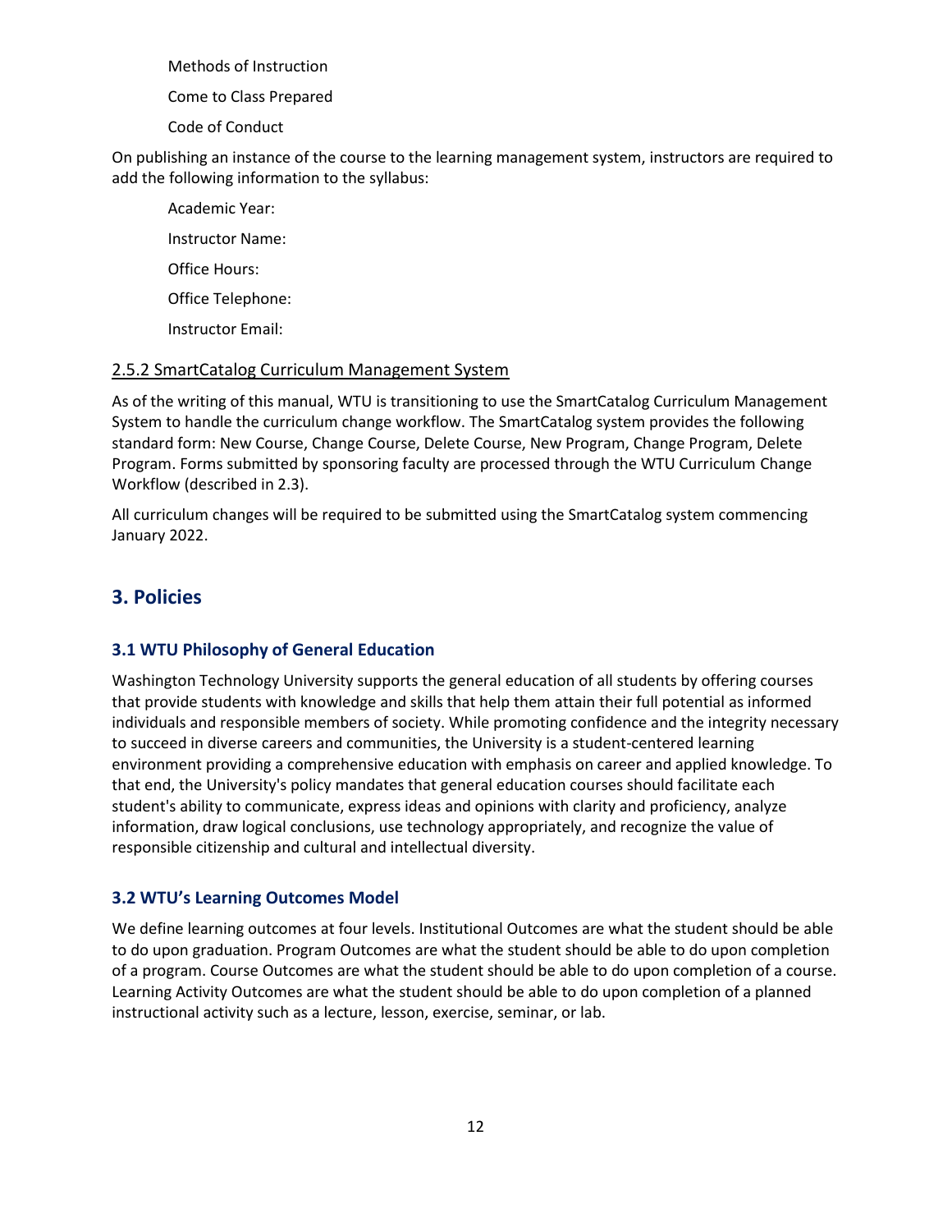Methods of Instruction

Come to Class Prepared

Code of Conduct

On publishing an instance of the course to the learning management system, instructors are required to add the following information to the syllabus:

Academic Year:

Instructor Name:

Office Hours:

Office Telephone:

Instructor Email:

#### 2.5.2 SmartCatalog Curriculum Management System

As of the writing of this manual, WTU is transitioning to use the SmartCatalog Curriculum Management System to handle the curriculum change workflow. The SmartCatalog system provides the following standard form: New Course, Change Course, Delete Course, New Program, Change Program, Delete Program. Forms submitted by sponsoring faculty are processed through the WTU Curriculum Change Workflow (described in 2.3).

All curriculum changes will be required to be submitted using the SmartCatalog system commencing January 2022.

## 3. Policies

### 3.1 WTU Philosophy of General Education

Washington Technology University supports the general education of all students by offering courses that provide students with knowledge and skills that help them attain their full potential as informed individuals and responsible members of society. While promoting confidence and the integrity necessary to succeed in diverse careers and communities, the University is a student-centered learning environment providing a comprehensive education with emphasis on career and applied knowledge. To that end, the University's policy mandates that general education courses should facilitate each student's ability to communicate, express ideas and opinions with clarity and proficiency, analyze information, draw logical conclusions, use technology appropriately, and recognize the value of responsible citizenship and cultural and intellectual diversity.

### 3.2 WTU's Learning Outcomes Model

We define learning outcomes at four levels. Institutional Outcomes are what the student should be able to do upon graduation. Program Outcomes are what the student should be able to do upon completion of a program. Course Outcomes are what the student should be able to do upon completion of a course. Learning Activity Outcomes are what the student should be able to do upon completion of a planned instructional activity such as a lecture, lesson, exercise, seminar, or lab.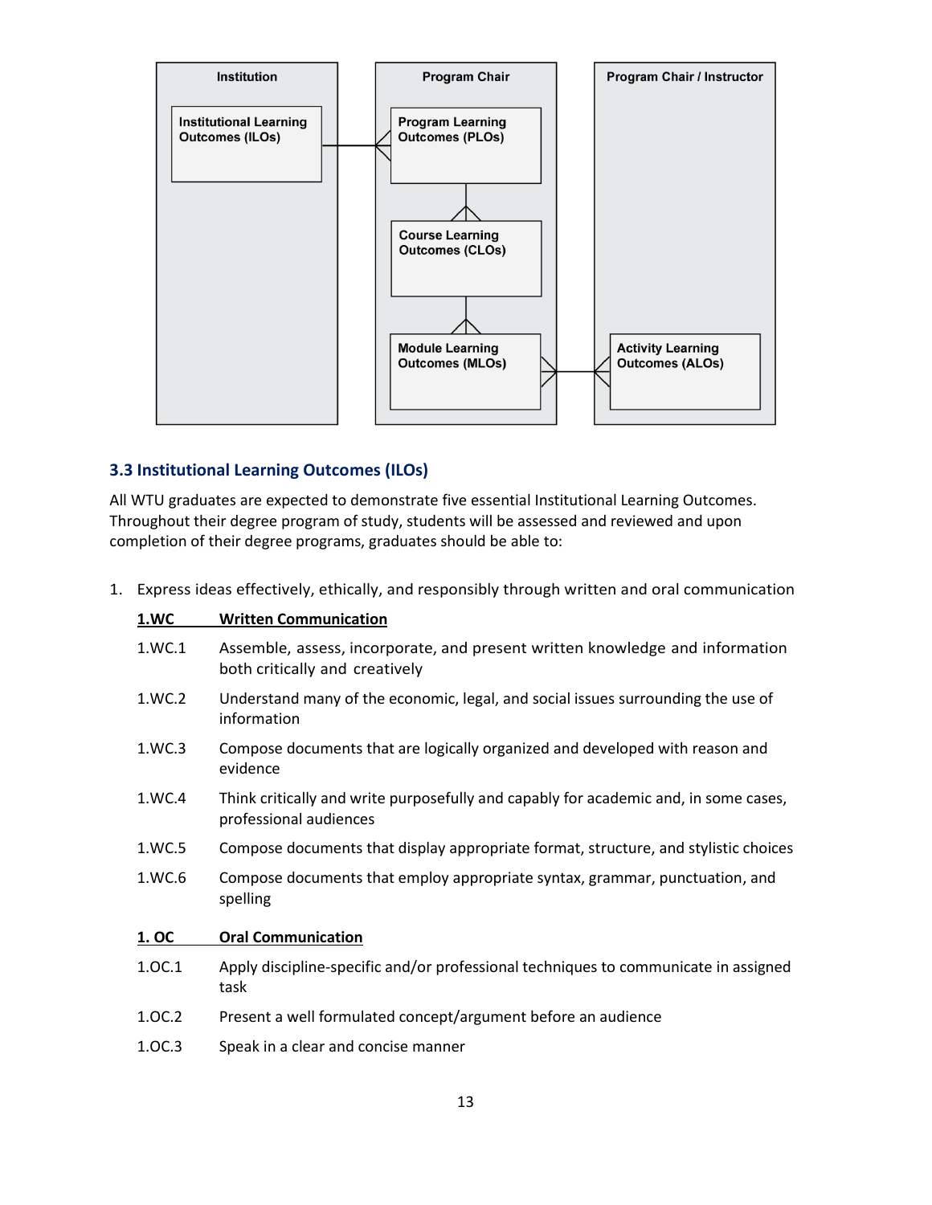Institution

Institutional Learning Outcomes (ILOs)

Program Chair

Program Learning Outcomes (PLOs)

Course Learning Outcomes (CLOs)

Module Learning Outcomes (MLOs)

Program Chair / Instructor

Activity Learning Outcomes (ALOs)

### 3.3 Institutional Learning Outcomes (ILOs)

All WTU graduates are expected to demonstrate five essential Institutional Learning Outcomes. Throughout their degree program of study, students will be assessed and reviewed and upon completion of their degree programs, graduates should be able to:

1. Express ideas effectively, ethically, and responsibly through written and oral communication

   **1.WC Written Communication**

   1.WC.1 Assemble, assess, incorporate, and present written knowledge and information both critically and creatively

   1.WC.2 Understand many of the economic, legal, and social issues surrounding the use of information

   1.WC.3 Compose documents that are logically organized and developed with reason and evidence

   1.WC.4 Think critically and write purposefully and capably for academic and, in some cases, professional audiences

   1.WC.5 Compose documents that display appropriate format, structure, and stylistic choices

   1.WC.6 Compose documents that employ appropriate syntax, grammar, punctuation, and spelling

   **1. OC Oral Communication**

   1.OC.1 Apply discipline-specific and/or professional techniques to communicate in assigned task

   1.OC.2 Present a well formulated concept/argument before an audience

   1.OC.3 Speak in a clear and concise manner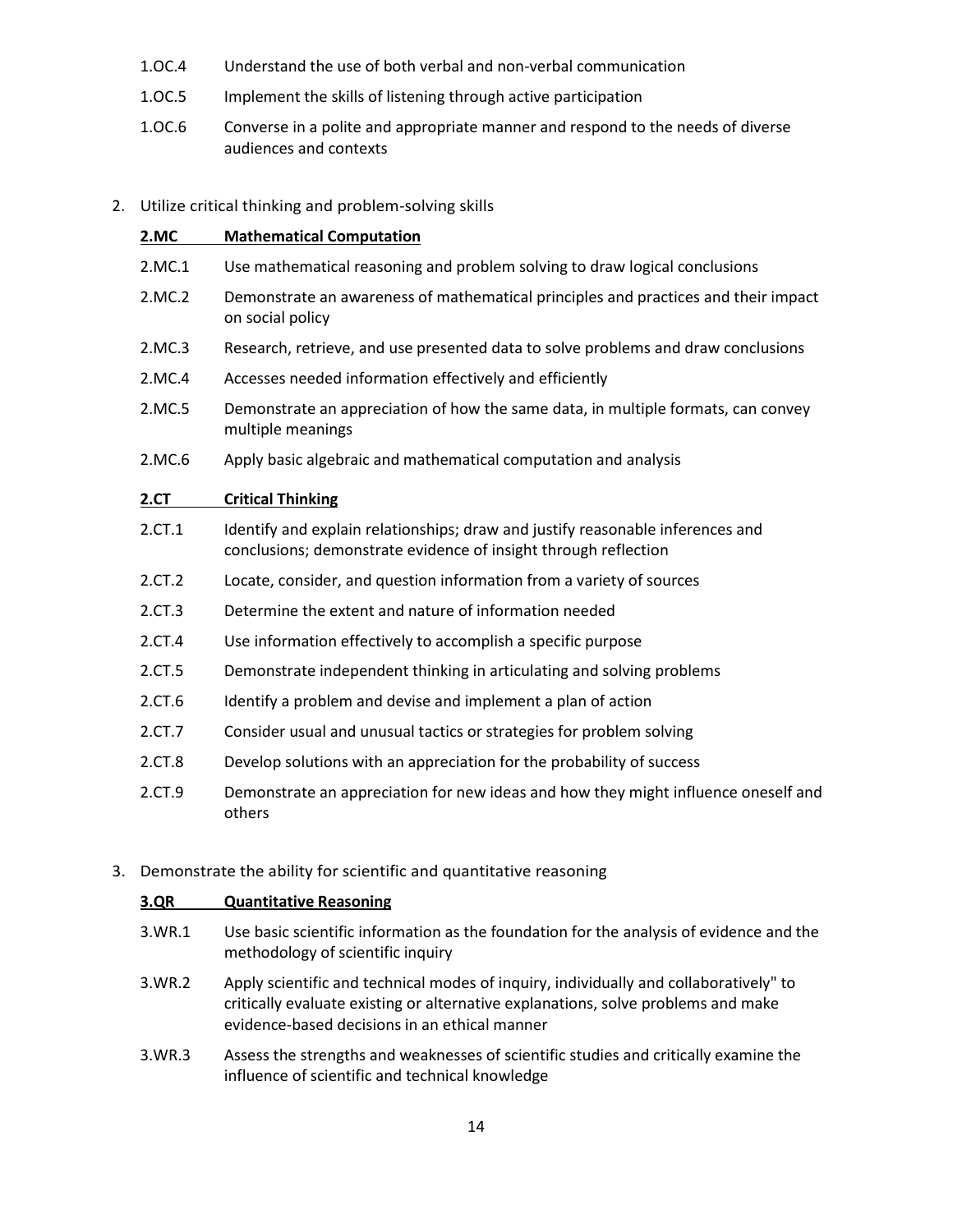1.OC.4 Understand the use of both verbal and non-verbal communication

1.OC.5 Implement the skills of listening through active participation

1.OC.6 Converse in a polite and appropriate manner and respond to the needs of diverse audiences and contexts

2. Utilize critical thinking and problem-solving skills

**2.MC <u>Mathematical Computation</u>**

2.MC.1 Use mathematical reasoning and problem solving to draw logical conclusions

2.MC.2 Demonstrate an awareness of mathematical principles and practices and their impact on social policy

2.MC.3 Research, retrieve, and use presented data to solve problems and draw conclusions

2.MC.4 Accesses needed information effectively and efficiently

2.MC.5 Demonstrate an appreciation of how the same data, in multiple formats, can convey multiple meanings

2.MC.6 Apply basic algebraic and mathematical computation and analysis

**2.CT <u>Critical Thinking</u>**

2.CT.1 Identify and explain relationships; draw and justify reasonable inferences and conclusions; demonstrate evidence of insight through reflection

2.CT.2 Locate, consider, and question information from a variety of sources

2.CT.3 Determine the extent and nature of information needed

2.CT.4 Use information effectively to accomplish a specific purpose

2.CT.5 Demonstrate independent thinking in articulating and solving problems

2.CT.6 Identify a problem and devise and implement a plan of action

2.CT.7 Consider usual and unusual tactics or strategies for problem solving

2.CT.8 Develop solutions with an appreciation for the probability of success

2.CT.9 Demonstrate an appreciation for new ideas and how they might influence oneself and others

3. Demonstrate the ability for scientific and quantitative reasoning

**3.QR <u>Quantitative Reasoning</u>**

3.WR.1 Use basic scientific information as the foundation for the analysis of evidence and the methodology of scientific inquiry

3.WR.2 Apply scientific and technical modes of inquiry, individually and collaboratively" to critically evaluate existing or alternative explanations, solve problems and make evidence-based decisions in an ethical manner

3.WR.3 Assess the strengths and weaknesses of scientific studies and critically examine the influence of scientific and technical knowledge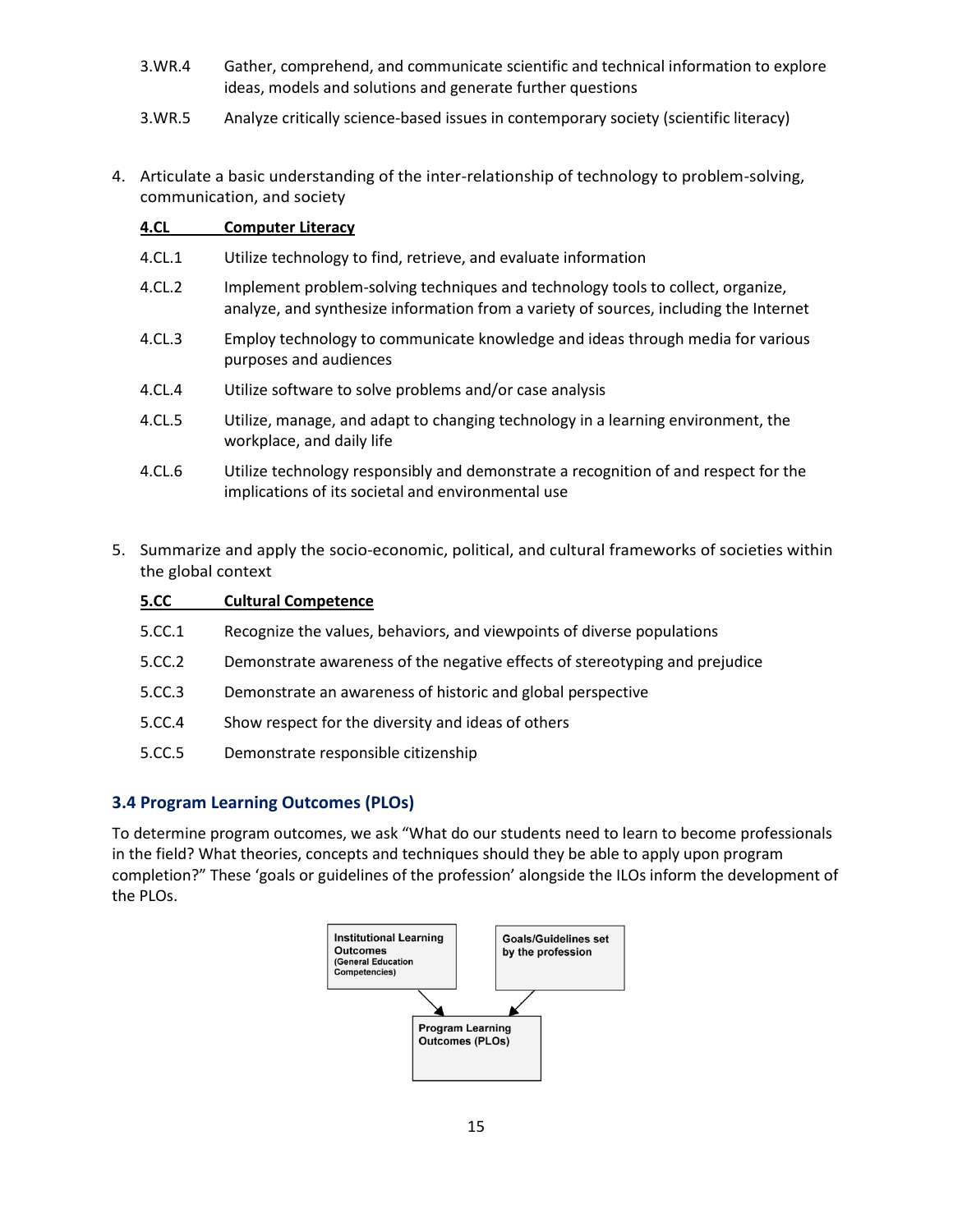3.WR.4 Gather, comprehend, and communicate scientific and technical information to explore ideas, models and solutions and generate further questions

3.WR.5 Analyze critically science-based issues in contemporary society (scientific literacy)

4. Articulate a basic understanding of the inter-relationship of technology to problem-solving, communication, and society

**4.CL Computer Literacy**

4.CL.1 Utilize technology to find, retrieve, and evaluate information

4.CL.2 Implement problem-solving techniques and technology tools to collect, organize, analyze, and synthesize information from a variety of sources, including the Internet

4.CL.3 Employ technology to communicate knowledge and ideas through media for various purposes and audiences

4.CL.4 Utilize software to solve problems and/or case analysis

4.CL.5 Utilize, manage, and adapt to changing technology in a learning environment, the workplace, and daily life

4.CL.6 Utilize technology responsibly and demonstrate a recognition of and respect for the implications of its societal and environmental use

5. Summarize and apply the socio-economic, political, and cultural frameworks of societies within the global context

**5.CC Cultural Competence**

5.CC.1 Recognize the values, behaviors, and viewpoints of diverse populations

5.CC.2 Demonstrate awareness of the negative effects of stereotyping and prejudice

5.CC.3 Demonstrate an awareness of historic and global perspective

5.CC.4 Show respect for the diversity and ideas of others

5.CC.5 Demonstrate responsible citizenship

### 3.4 Program Learning Outcomes (PLOs)

To determine program outcomes, we ask "What do our students need to learn to become professionals in the field? What theories, concepts and techniques should they be able to apply upon program completion?" These 'goals or guidelines of the profession' alongside the ILOs inform the development of the PLOs.

**Institutional Learning Outcomes** (General Education Competencies) → **Program Learning Outcomes (PLOs)** ← **Goals/Guidelines set by the profession**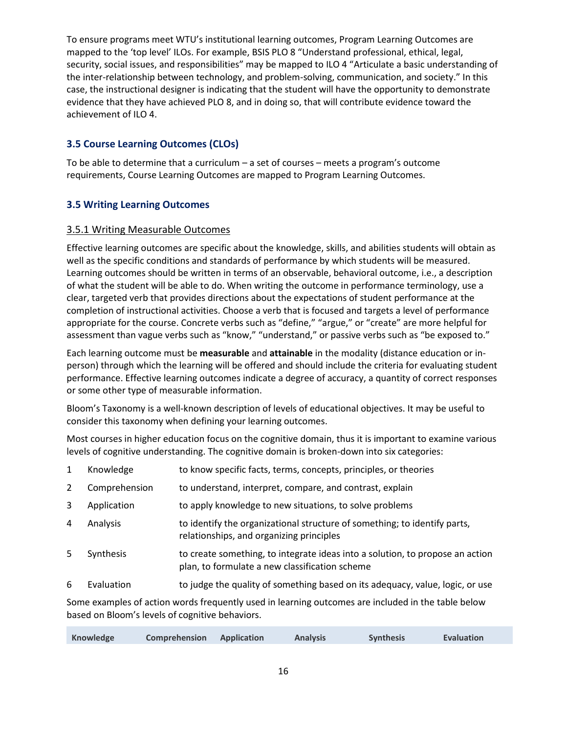To ensure programs meet WTU's institutional learning outcomes, Program Learning Outcomes are mapped to the 'top level' ILOs. For example, BSIS PLO 8 "Understand professional, ethical, legal, security, social issues, and responsibilities" may be mapped to ILO 4 "Articulate a basic understanding of the inter-relationship between technology, and problem-solving, communication, and society." In this case, the instructional designer is indicating that the student will have the opportunity to demonstrate evidence that they have achieved PLO 8, and in doing so, that will contribute evidence toward the achievement of ILO 4.

## 3.5 Course Learning Outcomes (CLOs)

To be able to determine that a curriculum – a set of courses – meets a program's outcome requirements, Course Learning Outcomes are mapped to Program Learning Outcomes.

## 3.5 Writing Learning Outcomes

### 3.5.1 Writing Measurable Outcomes

Effective learning outcomes are specific about the knowledge, skills, and abilities students will obtain as well as the specific conditions and standards of performance by which students will be measured. Learning outcomes should be written in terms of an observable, behavioral outcome, i.e., a description of what the student will be able to do. When writing the outcome in performance terminology, use a clear, targeted verb that provides directions about the expectations of student performance at the completion of instructional activities. Choose a verb that is focused and targets a level of performance appropriate for the course. Concrete verbs such as "define," "argue," or "create" are more helpful for assessment than vague verbs such as "know," "understand," or passive verbs such as "be exposed to."

Each learning outcome must be **measurable** and **attainable** in the modality (distance education or in-person) through which the learning will be offered and should include the criteria for evaluating student performance. Effective learning outcomes indicate a degree of accuracy, a quantity of correct responses or some other type of measurable information.

Bloom's Taxonomy is a well-known description of levels of educational objectives. It may be useful to consider this taxonomy when defining your learning outcomes.

Most courses in higher education focus on the cognitive domain, thus it is important to examine various levels of cognitive understanding. The cognitive domain is broken-down into six categories:

| | | |
|---|---|---|
| 1 | Knowledge | to know specific facts, terms, concepts, principles, or theories |
| 2 | Comprehension | to understand, interpret, compare, and contrast, explain |
| 3 | Application | to apply knowledge to new situations, to solve problems |
| 4 | Analysis | to identify the organizational structure of something; to identify parts, relationships, and organizing principles |
| 5 | Synthesis | to create something, to integrate ideas into a solution, to propose an action plan, to formulate a new classification scheme |
| 6 | Evaluation | to judge the quality of something based on its adequacy, value, logic, or use |

Some examples of action words frequently used in learning outcomes are included in the table below based on Bloom's levels of cognitive behaviors.

| Knowledge | Comprehension | Application | Analysis | Synthesis | Evaluation |
|---|---|---|---|---|---|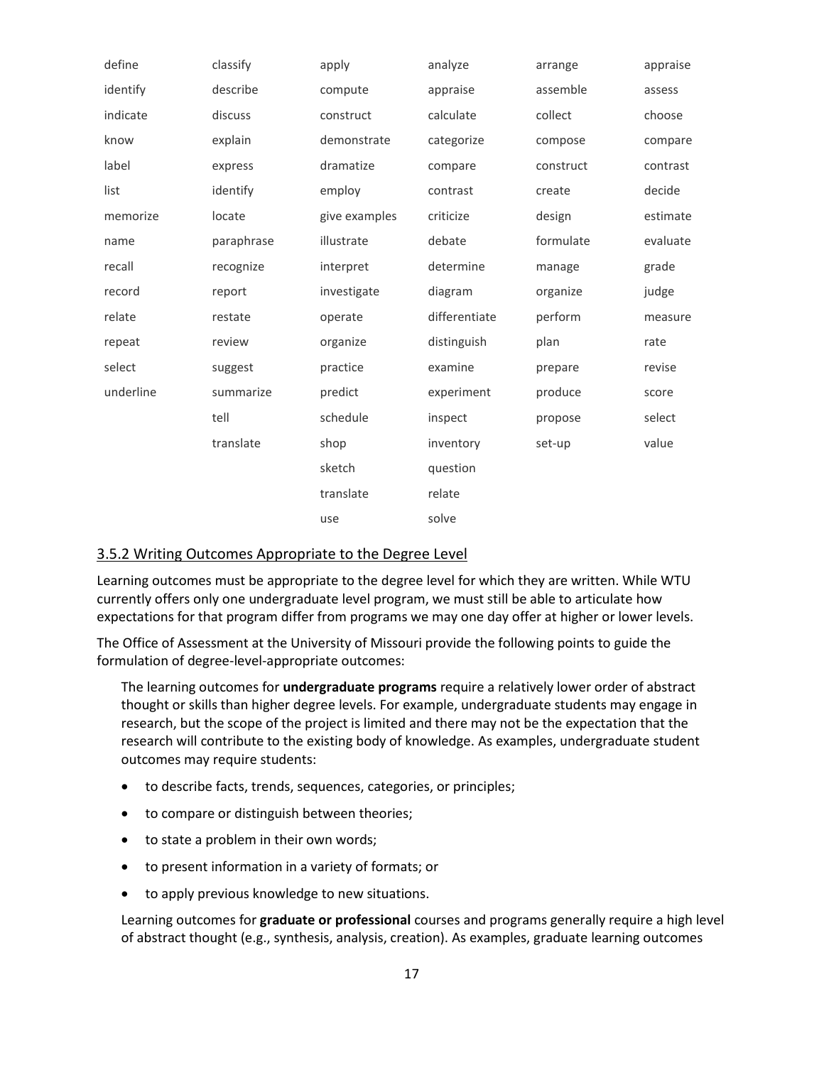| define | classify | apply | analyze | arrange | appraise |
|---|---|---|---|---|---|
| identify | describe | compute | appraise | assemble | assess |
| indicate | discuss | construct | calculate | collect | choose |
| know | explain | demonstrate | categorize | compose | compare |
| label | express | dramatize | compare | construct | contrast |
| list | identify | employ | contrast | create | decide |
| memorize | locate | give examples | criticize | design | estimate |
| name | paraphrase | illustrate | debate | formulate | evaluate |
| recall | recognize | interpret | determine | manage | grade |
| record | report | investigate | diagram | organize | judge |
| relate | restate | operate | differentiate | perform | measure |
| repeat | review | organize | distinguish | plan | rate |
| select | suggest | practice | examine | prepare | revise |
| underline | summarize | predict | experiment | produce | score |
| | tell | schedule | inspect | propose | select |
| | translate | shop | inventory | set-up | value |
| | | sketch | question | | |
| | | translate | relate | | |
| | | use | solve | | |

### 3.5.2 Writing Outcomes Appropriate to the Degree Level

Learning outcomes must be appropriate to the degree level for which they are written. While WTU currently offers only one undergraduate level program, we must still be able to articulate how expectations for that program differ from programs we may one day offer at higher or lower levels.

The Office of Assessment at the University of Missouri provide the following points to guide the formulation of degree-level-appropriate outcomes:

> The learning outcomes for **undergraduate programs** require a relatively lower order of abstract thought or skills than higher degree levels. For example, undergraduate students may engage in research, but the scope of the project is limited and there may not be the expectation that the research will contribute to the existing body of knowledge. As examples, undergraduate student outcomes may require students:
>
> - to describe facts, trends, sequences, categories, or principles;
> - to compare or distinguish between theories;
> - to state a problem in their own words;
> - to present information in a variety of formats; or
> - to apply previous knowledge to new situations.
>
> Learning outcomes for **graduate or professional** courses and programs generally require a high level of abstract thought (e.g., synthesis, analysis, creation). As examples, graduate learning outcomes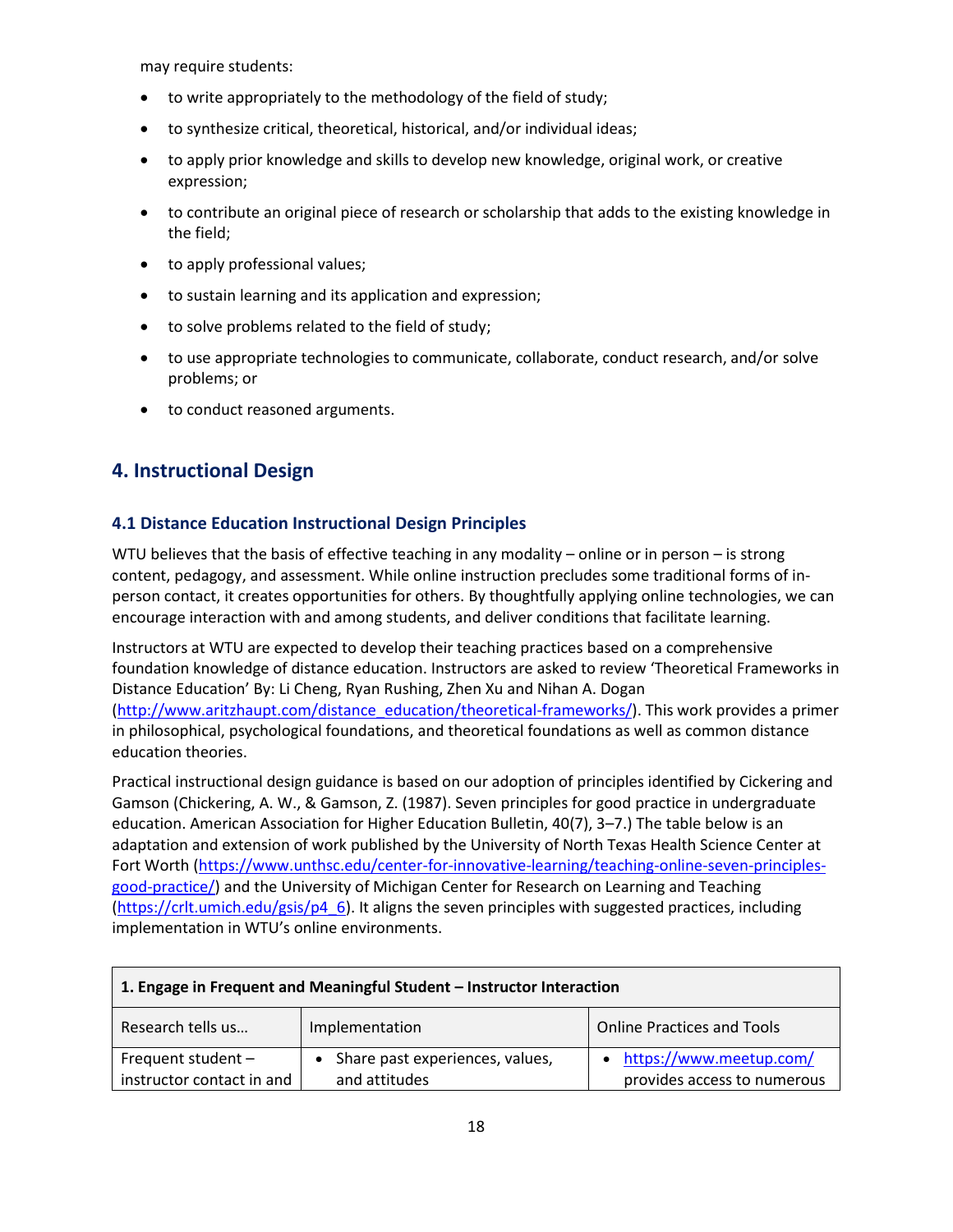may require students:

- to write appropriately to the methodology of the field of study;
- to synthesize critical, theoretical, historical, and/or individual ideas;
- to apply prior knowledge and skills to develop new knowledge, original work, or creative expression;
- to contribute an original piece of research or scholarship that adds to the existing knowledge in the field;
- to apply professional values;
- to sustain learning and its application and expression;
- to solve problems related to the field of study;
- to use appropriate technologies to communicate, collaborate, conduct research, and/or solve problems; or
- to conduct reasoned arguments.

## 4. Instructional Design

### 4.1 Distance Education Instructional Design Principles

WTU believes that the basis of effective teaching in any modality – online or in person – is strong content, pedagogy, and assessment. While online instruction precludes some traditional forms of in-person contact, it creates opportunities for others. By thoughtfully applying online technologies, we can encourage interaction with and among students, and deliver conditions that facilitate learning.

Instructors at WTU are expected to develop their teaching practices based on a comprehensive foundation knowledge of distance education. Instructors are asked to review 'Theoretical Frameworks in Distance Education' By: Li Cheng, Ryan Rushing, Zhen Xu and Nihan A. Dogan (http://www.aritzhaupt.com/distance_education/theoretical-frameworks/). This work provides a primer in philosophical, psychological foundations, and theoretical foundations as well as common distance education theories.

Practical instructional design guidance is based on our adoption of principles identified by Cickering and Gamson (Chickering, A. W., & Gamson, Z. (1987). Seven principles for good practice in undergraduate education. American Association for Higher Education Bulletin, 40(7), 3–7.) The table below is an adaptation and extension of work published by the University of North Texas Health Science Center at Fort Worth (https://www.unthsc.edu/center-for-innovative-learning/teaching-online-seven-principles-good-practice/) and the University of Michigan Center for Research on Learning and Teaching (https://crlt.umich.edu/gsis/p4_6). It aligns the seven principles with suggested practices, including implementation in WTU's online environments.

| **1. Engage in Frequent and Meaningful Student – Instructor Interaction** | | |
|---|---|---|
| Research tells us… | Implementation | Online Practices and Tools |
| Frequent student – instructor contact in and | • Share past experiences, values, and attitudes | • https://www.meetup.com/ provides access to numerous |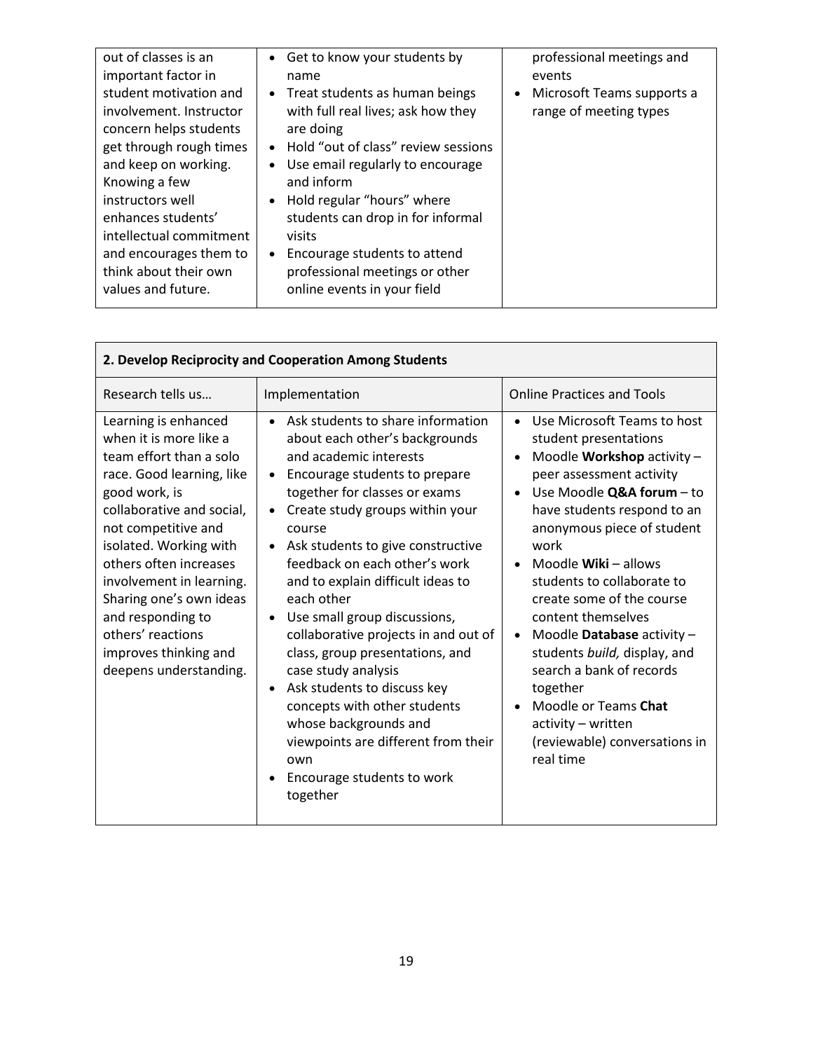| | | |
|---|---|---|
| out of classes is an important factor in student motivation and involvement. Instructor concern helps students get through rough times and keep on working. Knowing a few instructors well enhances students' intellectual commitment and encourages them to think about their own values and future. | • Get to know your students by name<br>• Treat students as human beings with full real lives; ask how they are doing<br>• Hold "out of class" review sessions<br>• Use email regularly to encourage and inform<br>• Hold regular "hours" where students can drop in for informal visits<br>• Encourage students to attend professional meetings or other online events in your field | professional meetings and events<br>• Microsoft Teams supports a range of meeting types |

| **2. Develop Reciprocity and Cooperation Among Students** | | |
|---|---|---|
| Research tells us… | Implementation | Online Practices and Tools |
| Learning is enhanced when it is more like a team effort than a solo race. Good learning, like good work, is collaborative and social, not competitive and isolated. Working with others often increases involvement in learning. Sharing one's own ideas and responding to others' reactions improves thinking and deepens understanding. | • Ask students to share information about each other's backgrounds and academic interests<br>• Encourage students to prepare together for classes or exams<br>• Create study groups within your course<br>• Ask students to give constructive feedback on each other's work and to explain difficult ideas to each other<br>• Use small group discussions, collaborative projects in and out of class, group presentations, and case study analysis<br>• Ask students to discuss key concepts with other students whose backgrounds and viewpoints are different from their own<br>• Encourage students to work together | • Use Microsoft Teams to host student presentations<br>• Moodle **Workshop** activity – peer assessment activity<br>• Use Moodle **Q&A forum** – to have students respond to an anonymous piece of student work<br>• Moodle **Wiki** – allows students to collaborate to create some of the course content themselves<br>• Moodle **Database** activity – students *build,* display, and search a bank of records together<br>• Moodle or Teams **Chat** activity – written (reviewable) conversations in real time |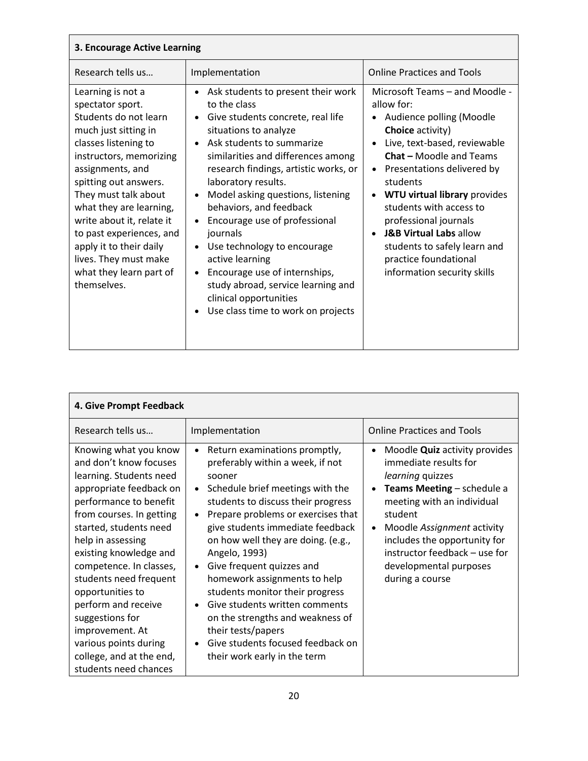| 3. Encourage Active Learning | | |
|---|---|---|
| Research tells us… | Implementation | Online Practices and Tools |
| Learning is not a spectator sport. Students do not learn much just sitting in classes listening to instructors, memorizing assignments, and spitting out answers. They must talk about what they are learning, write about it, relate it to past experiences, and apply it to their daily lives. They must make what they learn part of themselves. | • Ask students to present their work to the class<br>• Give students concrete, real life situations to analyze<br>• Ask students to summarize similarities and differences among research findings, artistic works, or laboratory results.<br>• Model asking questions, listening behaviors, and feedback<br>• Encourage use of professional journals<br>• Use technology to encourage active learning<br>• Encourage use of internships, study abroad, service learning and clinical opportunities<br>• Use class time to work on projects | Microsoft Teams – and Moodle - allow for:<br>• Audience polling (Moodle **Choice** activity)<br>• Live, text-based, reviewable **Chat –** Moodle and Teams<br>• Presentations delivered by students<br>• **WTU virtual library** provides students with access to professional journals<br>• **J&B Virtual Labs** allow students to safely learn and practice foundational information security skills |

| 4. Give Prompt Feedback | | |
|---|---|---|
| Research tells us… | Implementation | Online Practices and Tools |
| Knowing what you know and don't know focuses learning. Students need appropriate feedback on performance to benefit from courses. In getting started, students need help in assessing existing knowledge and competence. In classes, students need frequent opportunities to perform and receive suggestions for improvement. At various points during college, and at the end, students need chances | • Return examinations promptly, preferably within a week, if not sooner<br>• Schedule brief meetings with the students to discuss their progress<br>• Prepare problems or exercises that give students immediate feedback on how well they are doing. (e.g., Angelo, 1993)<br>• Give frequent quizzes and homework assignments to help students monitor their progress<br>• Give students written comments on the strengths and weakness of their tests/papers<br>• Give students focused feedback on their work early in the term | • Moodle **Quiz** activity provides immediate results for *learning* quizzes<br>• **Teams Meeting** – schedule a meeting with an individual student<br>• Moodle *Assignment* activity includes the opportunity for instructor feedback – use for developmental purposes during a course |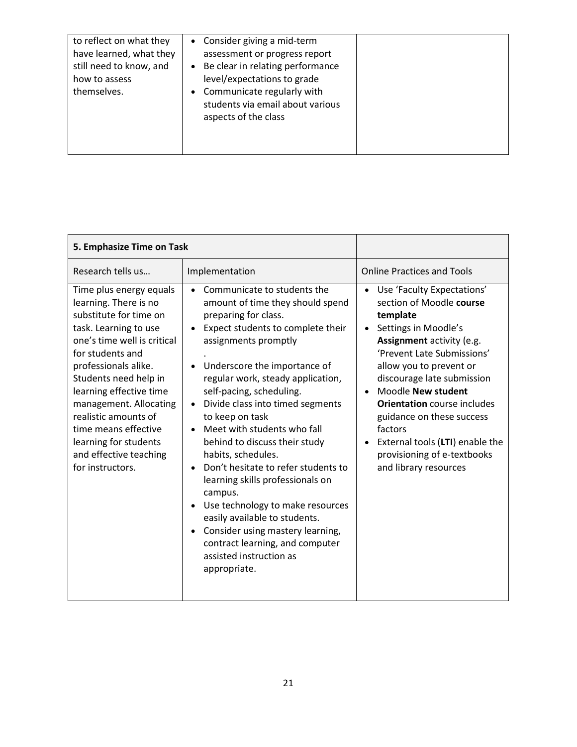| | | |
|---|---|---|
| to reflect on what they have learned, what they still need to know, and how to assess themselves. | • Consider giving a mid-term assessment or progress report<br>• Be clear in relating performance level/expectations to grade<br>• Communicate regularly with students via email about various aspects of the class | |

| **5. Emphasize Time on Task** | | |
|---|---|---|
| Research tells us… | Implementation | Online Practices and Tools |
| Time plus energy equals learning. There is no substitute for time on task. Learning to use one's time well is critical for students and professionals alike. Students need help in learning effective time management. Allocating realistic amounts of time means effective learning for students and effective teaching for instructors. | • Communicate to students the amount of time they should spend preparing for class.<br>• Expect students to complete their assignments promptly<br>.<br>• Underscore the importance of regular work, steady application, self-pacing, scheduling.<br>• Divide class into timed segments to keep on task<br>• Meet with students who fall behind to discuss their study habits, schedules.<br>• Don't hesitate to refer students to learning skills professionals on campus.<br>• Use technology to make resources easily available to students.<br>• Consider using mastery learning, contract learning, and computer assisted instruction as appropriate. | • Use 'Faculty Expectations' section of Moodle **course template**<br>• Settings in Moodle's **Assignment** activity (e.g. 'Prevent Late Submissions' allow you to prevent or discourage late submission<br>• Moodle **New student Orientation** course includes guidance on these success factors<br>• External tools (**LTI**) enable the provisioning of e-textbooks and library resources |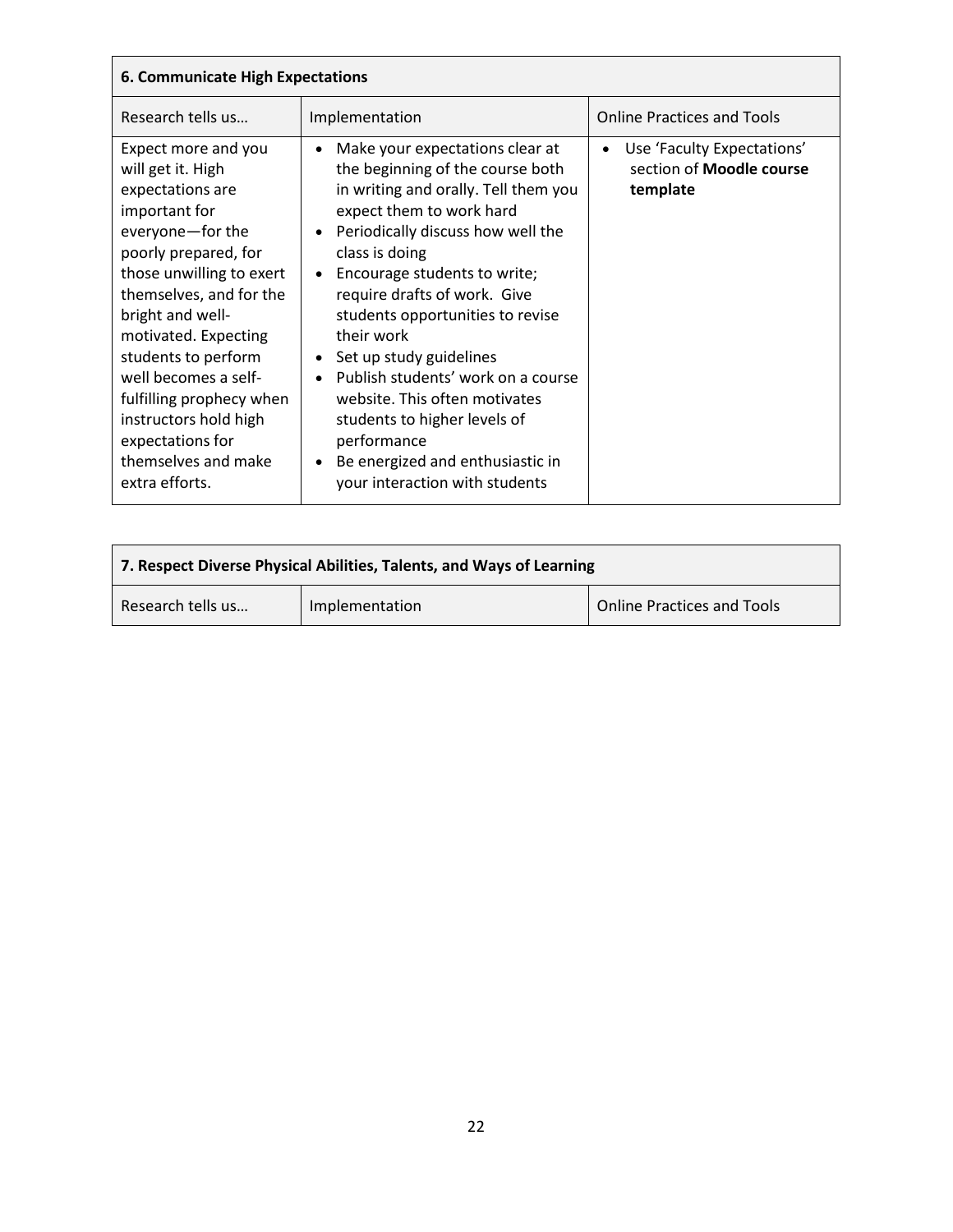| **6. Communicate High Expectations** | | |
|---|---|---|
| Research tells us… | Implementation | Online Practices and Tools |
| Expect more and you will get it. High expectations are important for everyone—for the poorly prepared, for those unwilling to exert themselves, and for the bright and well-motivated. Expecting students to perform well becomes a self-fulfilling prophecy when instructors hold high expectations for themselves and make extra efforts. | • Make your expectations clear at the beginning of the course both in writing and orally. Tell them you expect them to work hard<br>• Periodically discuss how well the class is doing<br>• Encourage students to write; require drafts of work. Give students opportunities to revise their work<br>• Set up study guidelines<br>• Publish students' work on a course website. This often motivates students to higher levels of performance<br>• Be energized and enthusiastic in your interaction with students | • Use 'Faculty Expectations' section of **Moodle course template** |

| **7. Respect Diverse Physical Abilities, Talents, and Ways of Learning** | | |
|---|---|---|
| Research tells us… | Implementation | Online Practices and Tools |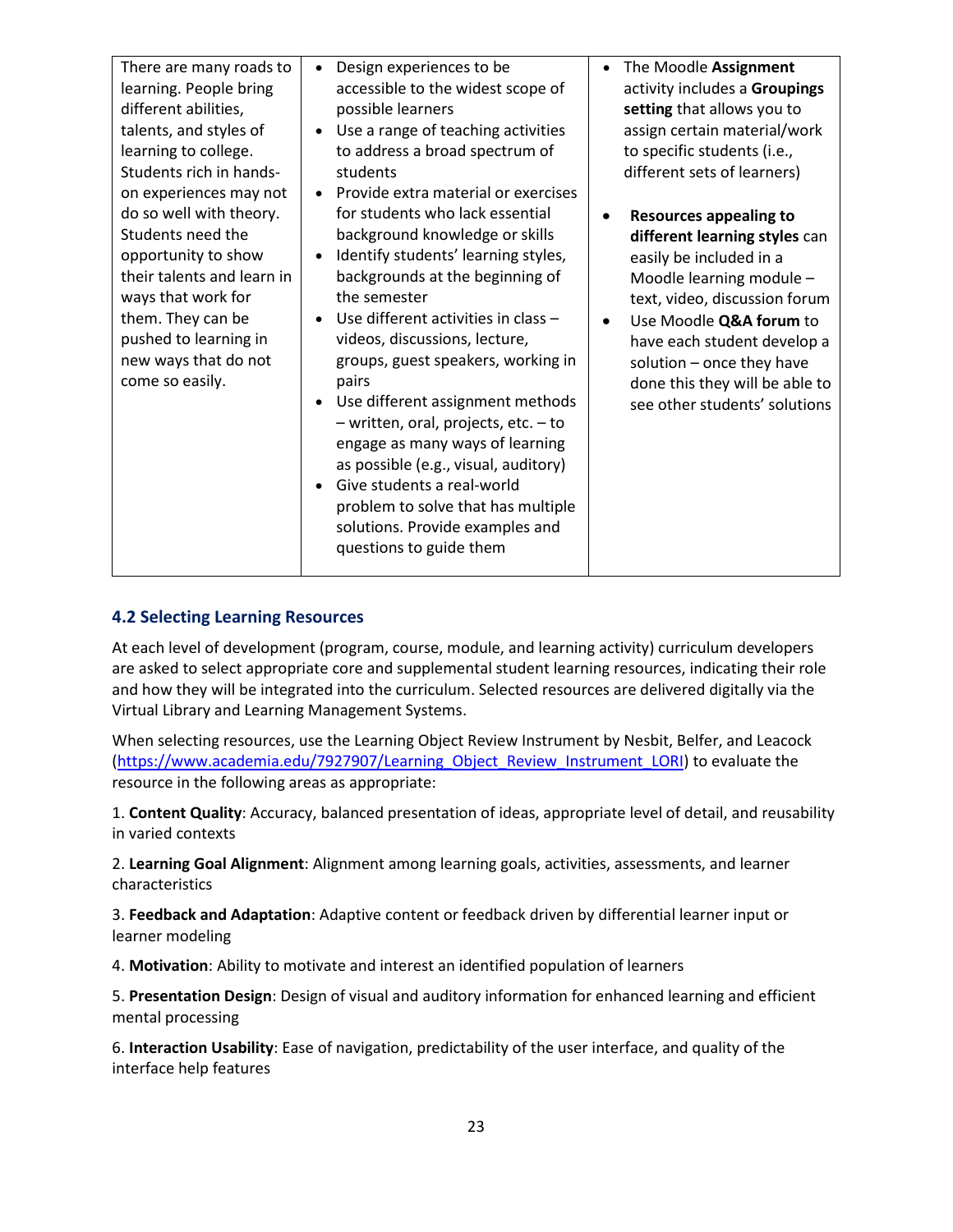| | | |
|---|---|---|
| There are many roads to learning. People bring different abilities, talents, and styles of learning to college. Students rich in hands-on experiences may not do so well with theory. Students need the opportunity to show their talents and learn in ways that work for them. They can be pushed to learning in new ways that do not come so easily. | • Design experiences to be accessible to the widest scope of possible learners<br>• Use a range of teaching activities to address a broad spectrum of students<br>• Provide extra material or exercises for students who lack essential background knowledge or skills<br>• Identify students' learning styles, backgrounds at the beginning of the semester<br>• Use different activities in class – videos, discussions, lecture, groups, guest speakers, working in pairs<br>• Use different assignment methods – written, oral, projects, etc. – to engage as many ways of learning as possible (e.g., visual, auditory)<br>• Give students a real-world problem to solve that has multiple solutions. Provide examples and questions to guide them | • The Moodle **Assignment** activity includes a **Groupings setting** that allows you to assign certain material/work to specific students (i.e., different sets of learners)<br>• **Resources appealing to different learning styles** can easily be included in a Moodle learning module – text, video, discussion forum<br>• Use Moodle **Q&A forum** to have each student develop a solution – once they have done this they will be able to see other students' solutions |

### 4.2 Selecting Learning Resources

At each level of development (program, course, module, and learning activity) curriculum developers are asked to select appropriate core and supplemental student learning resources, indicating their role and how they will be integrated into the curriculum. Selected resources are delivered digitally via the Virtual Library and Learning Management Systems.

When selecting resources, use the Learning Object Review Instrument by Nesbit, Belfer, and Leacock (https://www.academia.edu/7927907/Learning_Object_Review_Instrument_LORI) to evaluate the resource in the following areas as appropriate:

1. **Content Quality**: Accuracy, balanced presentation of ideas, appropriate level of detail, and reusability in varied contexts

2. **Learning Goal Alignment**: Alignment among learning goals, activities, assessments, and learner characteristics

3. **Feedback and Adaptation**: Adaptive content or feedback driven by differential learner input or learner modeling

4. **Motivation**: Ability to motivate and interest an identified population of learners

5. **Presentation Design**: Design of visual and auditory information for enhanced learning and efficient mental processing

6. **Interaction Usability**: Ease of navigation, predictability of the user interface, and quality of the interface help features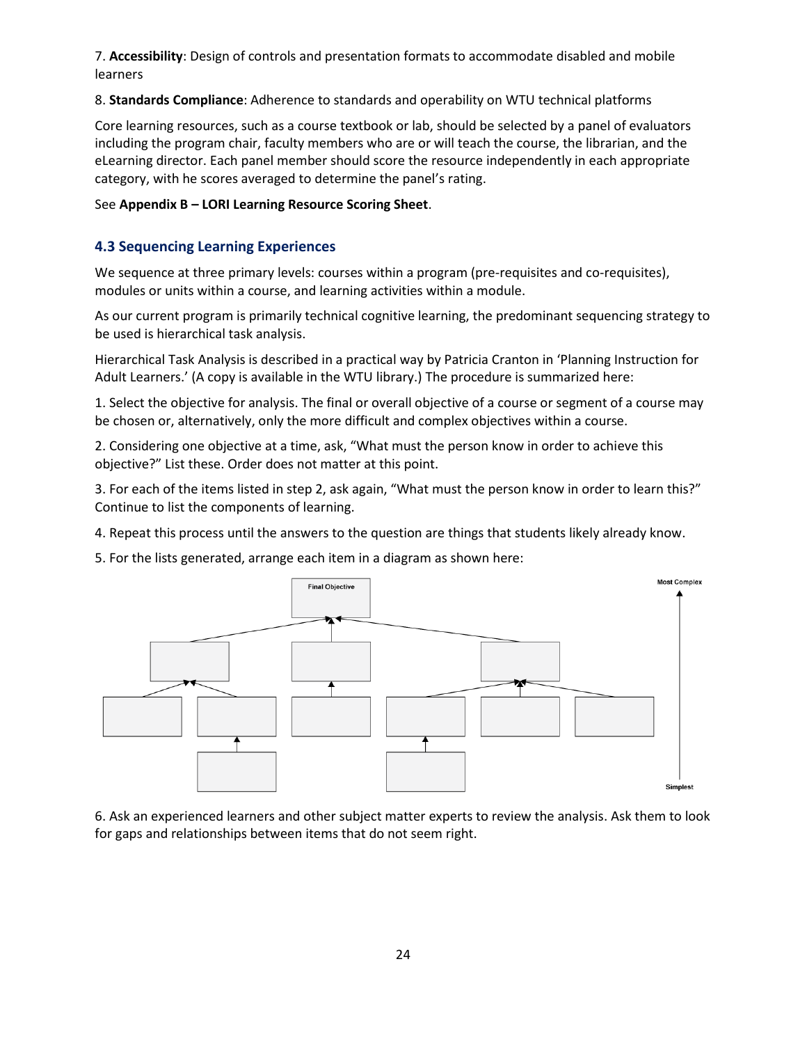7. **Accessibility**: Design of controls and presentation formats to accommodate disabled and mobile learners

8. **Standards Compliance**: Adherence to standards and operability on WTU technical platforms

Core learning resources, such as a course textbook or lab, should be selected by a panel of evaluators including the program chair, faculty members who are or will teach the course, the librarian, and the eLearning director. Each panel member should score the resource independently in each appropriate category, with he scores averaged to determine the panel's rating.

See **Appendix B – LORI Learning Resource Scoring Sheet**.

### 4.3 Sequencing Learning Experiences

We sequence at three primary levels: courses within a program (pre-requisites and co-requisites), modules or units within a course, and learning activities within a module.

As our current program is primarily technical cognitive learning, the predominant sequencing strategy to be used is hierarchical task analysis.

Hierarchical Task Analysis is described in a practical way by Patricia Cranton in 'Planning Instruction for Adult Learners.' (A copy is available in the WTU library.) The procedure is summarized here:

1. Select the objective for analysis. The final or overall objective of a course or segment of a course may be chosen or, alternatively, only the more difficult and complex objectives within a course.

2. Considering one objective at a time, ask, "What must the person know in order to achieve this objective?" List these. Order does not matter at this point.

3. For each of the items listed in step 2, ask again, "What must the person know in order to learn this?" Continue to list the components of learning.

4. Repeat this process until the answers to the question are things that students likely already know.

5. For the lists generated, arrange each item in a diagram as shown here:

Final Objective

Most Complex

Simplest

6. Ask an experienced learners and other subject matter experts to review the analysis. Ask them to look for gaps and relationships between items that do not seem right.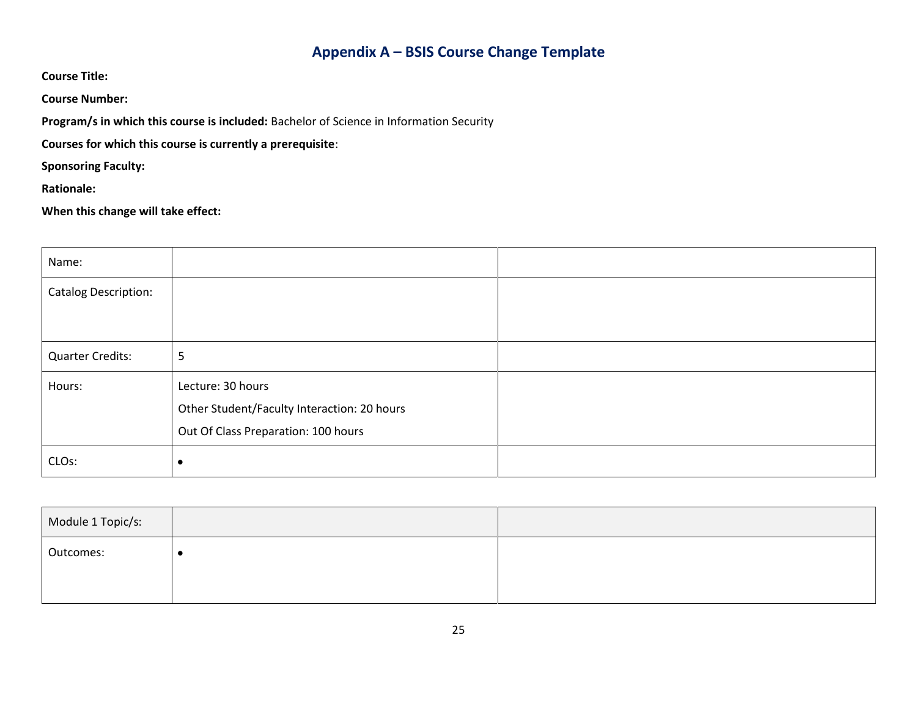## Appendix A – BSIS Course Change Template

**Course Title:**

**Course Number:**

**Program/s in which this course is included:** Bachelor of Science in Information Security

**Courses for which this course is currently a prerequisite**:

**Sponsoring Faculty:**

**Rationale:**

**When this change will take effect:**

| Name: | | |
|---|---|---|
| Catalog Description: | | |
| Quarter Credits: | 5 | |
| Hours: | Lecture: 30 hours<br>Other Student/Faculty Interaction: 20 hours<br>Out Of Class Preparation: 100 hours | |
| CLOs: | • | |

| Module 1 Topic/s: | | |
|---|---|---|
| Outcomes: | • | |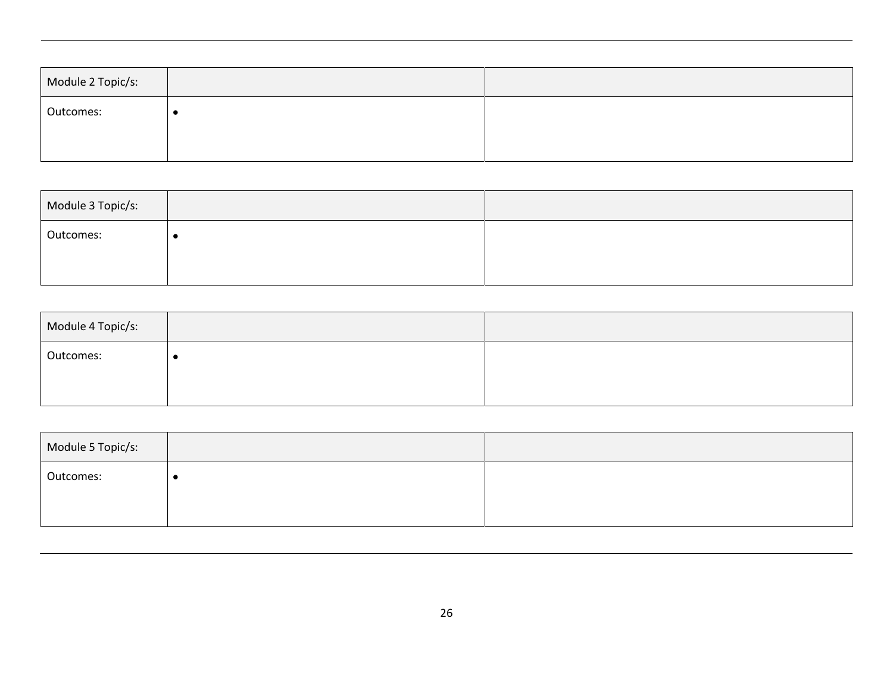| Module 2 Topic/s: | | |
|---|---|---|
| Outcomes: | • | |

| Module 3 Topic/s: | | |
|---|---|---|
| Outcomes: | • | |

| Module 4 Topic/s: | | |
|---|---|---|
| Outcomes: | • | |

| Module 5 Topic/s: | | |
|---|---|---|
| Outcomes: | • | |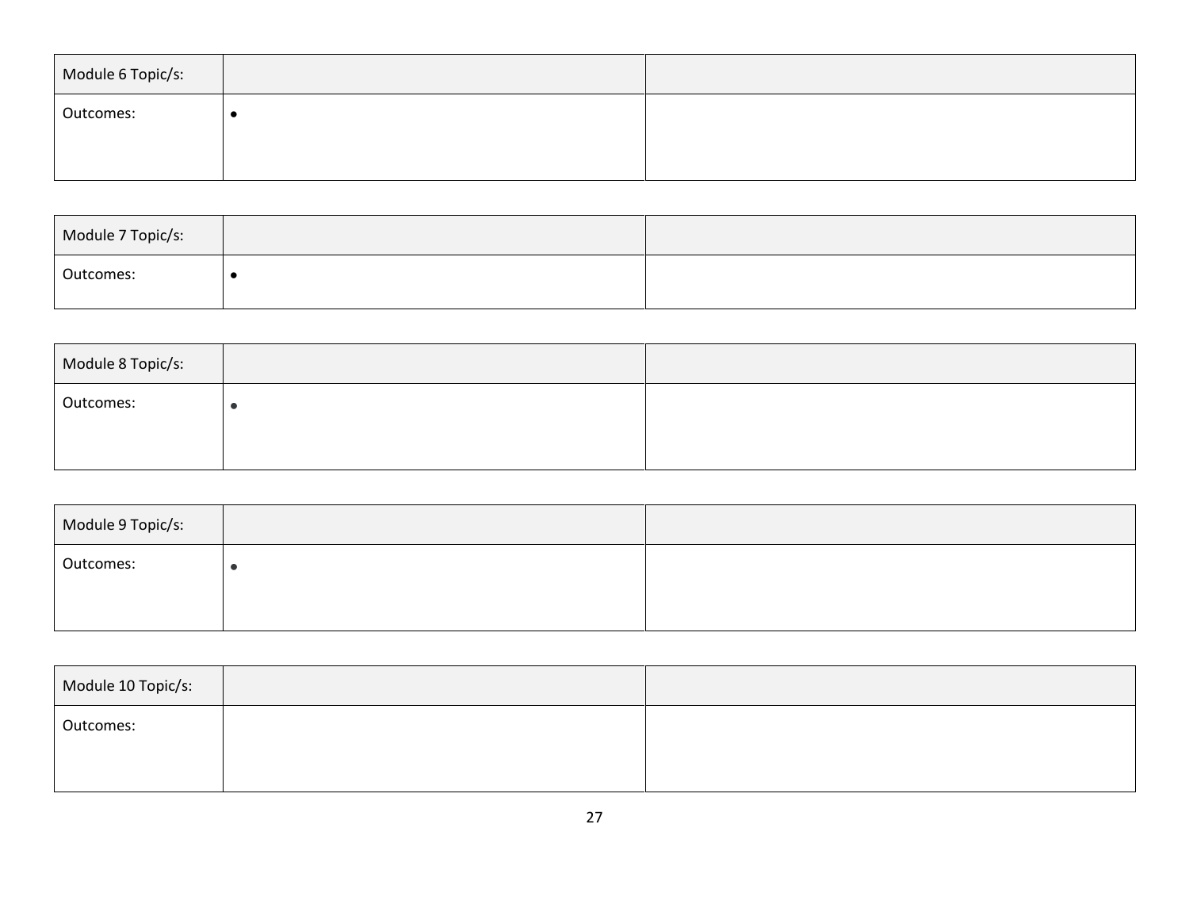| Module 6 Topic/s: | | |
| --- | --- | --- |
| Outcomes: | • | |

| Module 7 Topic/s: | | |
| --- | --- | --- |
| Outcomes: | • | |

| Module 8 Topic/s: | | |
| --- | --- | --- |
| Outcomes: | • | |

| Module 9 Topic/s: | | |
| --- | --- | --- |
| Outcomes: | • | |

| Module 10 Topic/s: | | |
| --- | --- | --- |
| Outcomes: | | |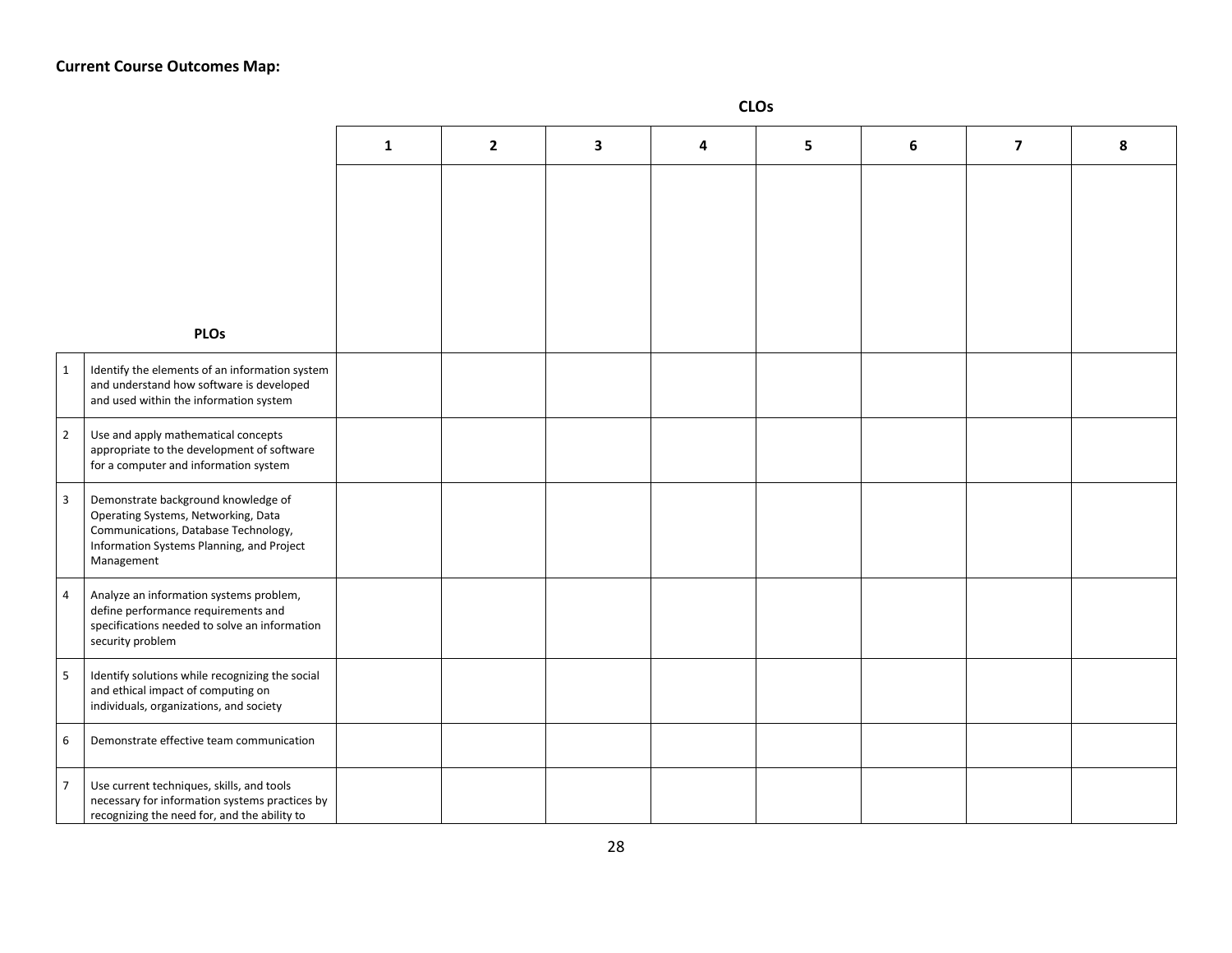**Current Course Outcomes Map:**

| | PLOs | CLOs 1 | 2 | 3 | 4 | 5 | 6 | 7 | 8 |
|---|---|---|---|---|---|---|---|---|---|
| 1 | Identify the elements of an information system and understand how software is developed and used within the information system | | | | | | | | |
| 2 | Use and apply mathematical concepts appropriate to the development of software for a computer and information system | | | | | | | | |
| 3 | Demonstrate background knowledge of Operating Systems, Networking, Data Communications, Database Technology, Information Systems Planning, and Project Management | | | | | | | | |
| 4 | Analyze an information systems problem, define performance requirements and specifications needed to solve an information security problem | | | | | | | | |
| 5 | Identify solutions while recognizing the social and ethical impact of computing on individuals, organizations, and society | | | | | | | | |
| 6 | Demonstrate effective team communication | | | | | | | | |
| 7 | Use current techniques, skills, and tools necessary for information systems practices by recognizing the need for, and the ability to | | | | | | | | |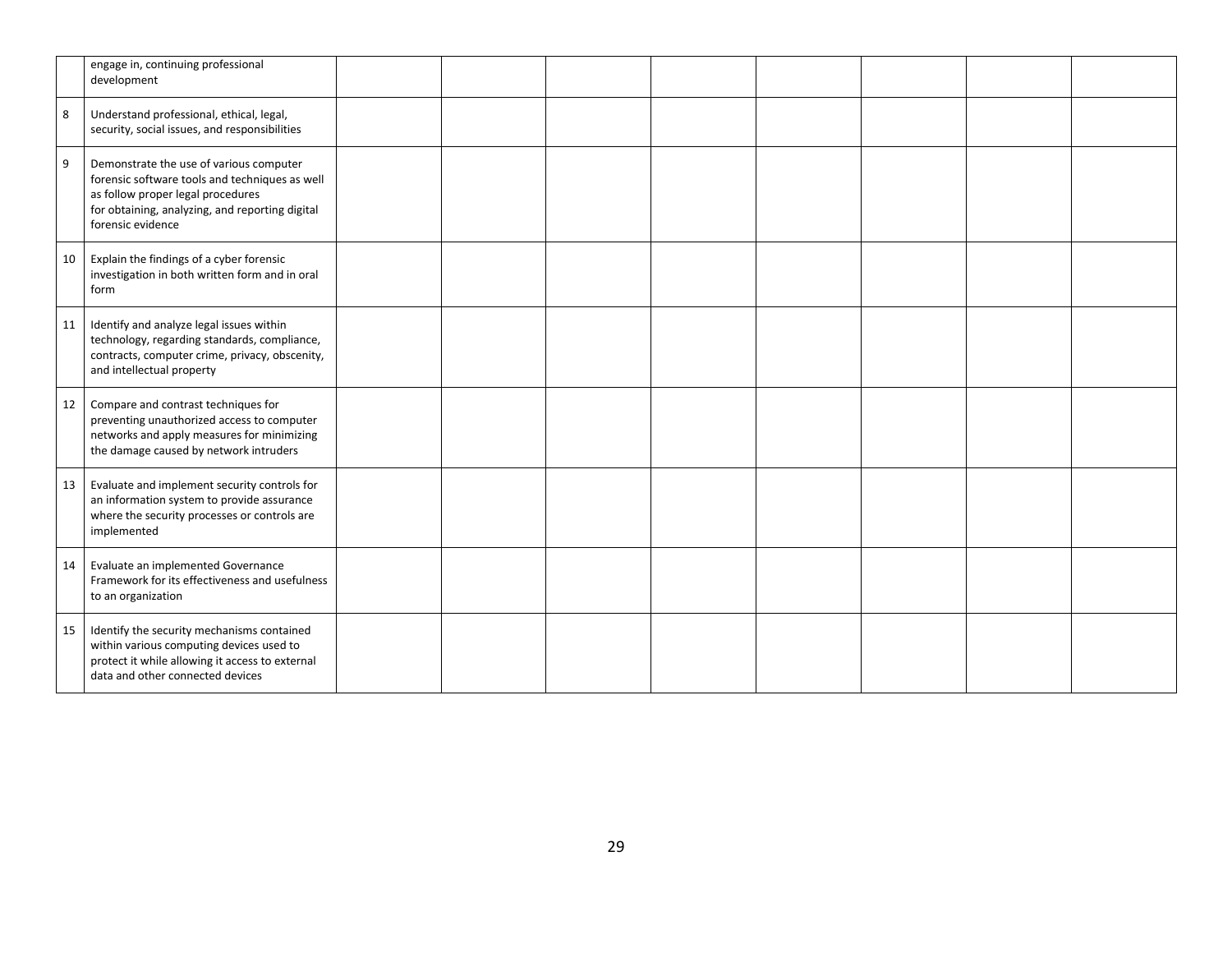| | | | | | | | | | |
|---|---|---|---|---|---|---|---|---|---|
| | engage in, continuing professional development | | | | | | | | |
| 8 | Understand professional, ethical, legal, security, social issues, and responsibilities | | | | | | | | |
| 9 | Demonstrate the use of various computer forensic software tools and techniques as well as follow proper legal procedures for obtaining, analyzing, and reporting digital forensic evidence | | | | | | | | |
| 10 | Explain the findings of a cyber forensic investigation in both written form and in oral form | | | | | | | | |
| 11 | Identify and analyze legal issues within technology, regarding standards, compliance, contracts, computer crime, privacy, obscenity, and intellectual property | | | | | | | | |
| 12 | Compare and contrast techniques for preventing unauthorized access to computer networks and apply measures for minimizing the damage caused by network intruders | | | | | | | | |
| 13 | Evaluate and implement security controls for an information system to provide assurance where the security processes or controls are implemented | | | | | | | | |
| 14 | Evaluate an implemented Governance Framework for its effectiveness and usefulness to an organization | | | | | | | | |
| 15 | Identify the security mechanisms contained within various computing devices used to protect it while allowing it access to external data and other connected devices | | | | | | | | |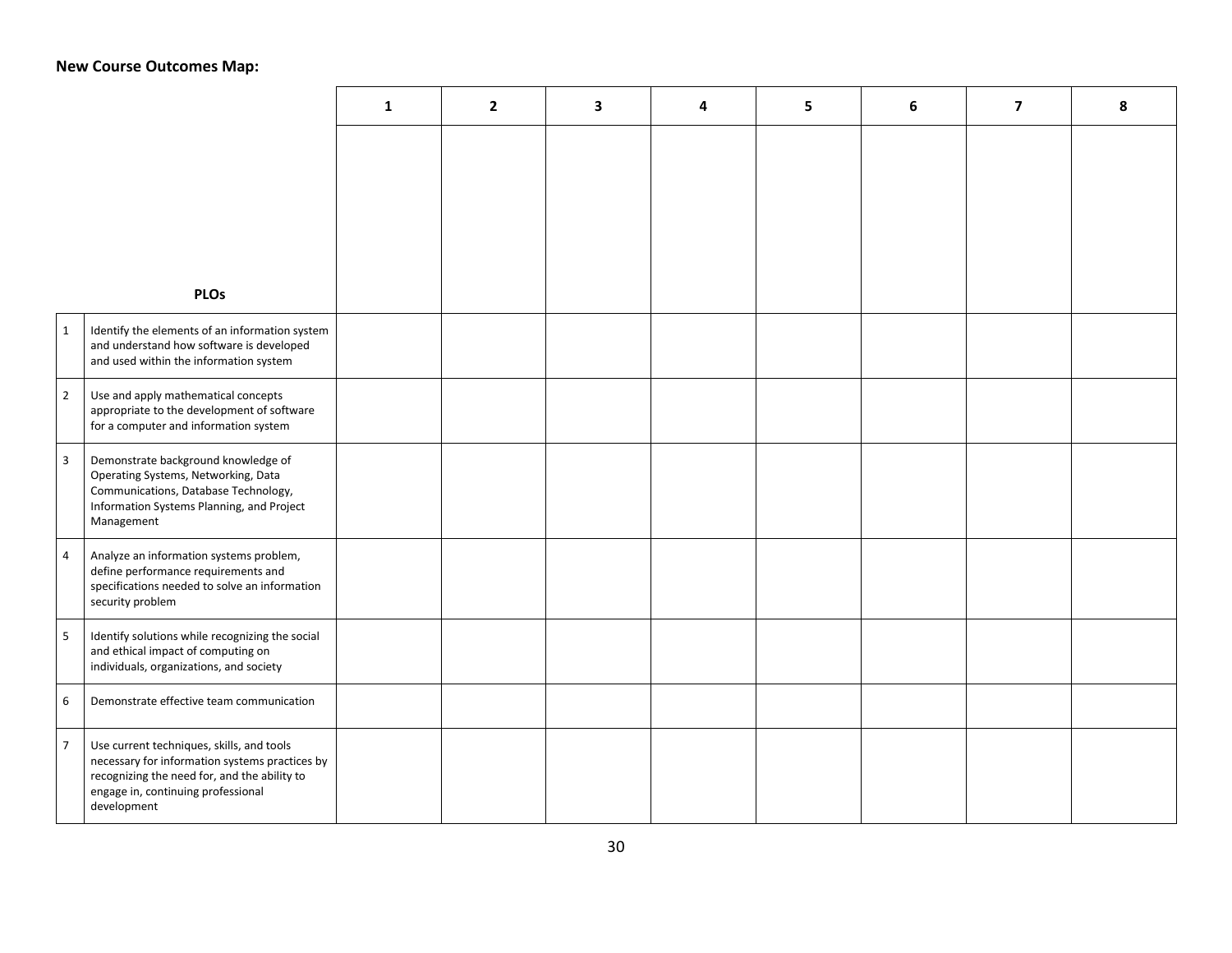**New Course Outcomes Map:**

| | PLOs | 1 | 2 | 3 | 4 | 5 | 6 | 7 | 8 |
|---|---|---|---|---|---|---|---|---|---|
| 1 | Identify the elements of an information system and understand how software is developed and used within the information system | | | | | | | | |
| 2 | Use and apply mathematical concepts appropriate to the development of software for a computer and information system | | | | | | | | |
| 3 | Demonstrate background knowledge of Operating Systems, Networking, Data Communications, Database Technology, Information Systems Planning, and Project Management | | | | | | | | |
| 4 | Analyze an information systems problem, define performance requirements and specifications needed to solve an information security problem | | | | | | | | |
| 5 | Identify solutions while recognizing the social and ethical impact of computing on individuals, organizations, and society | | | | | | | | |
| 6 | Demonstrate effective team communication | | | | | | | | |
| 7 | Use current techniques, skills, and tools necessary for information systems practices by recognizing the need for, and the ability to engage in, continuing professional development | | | | | | | | |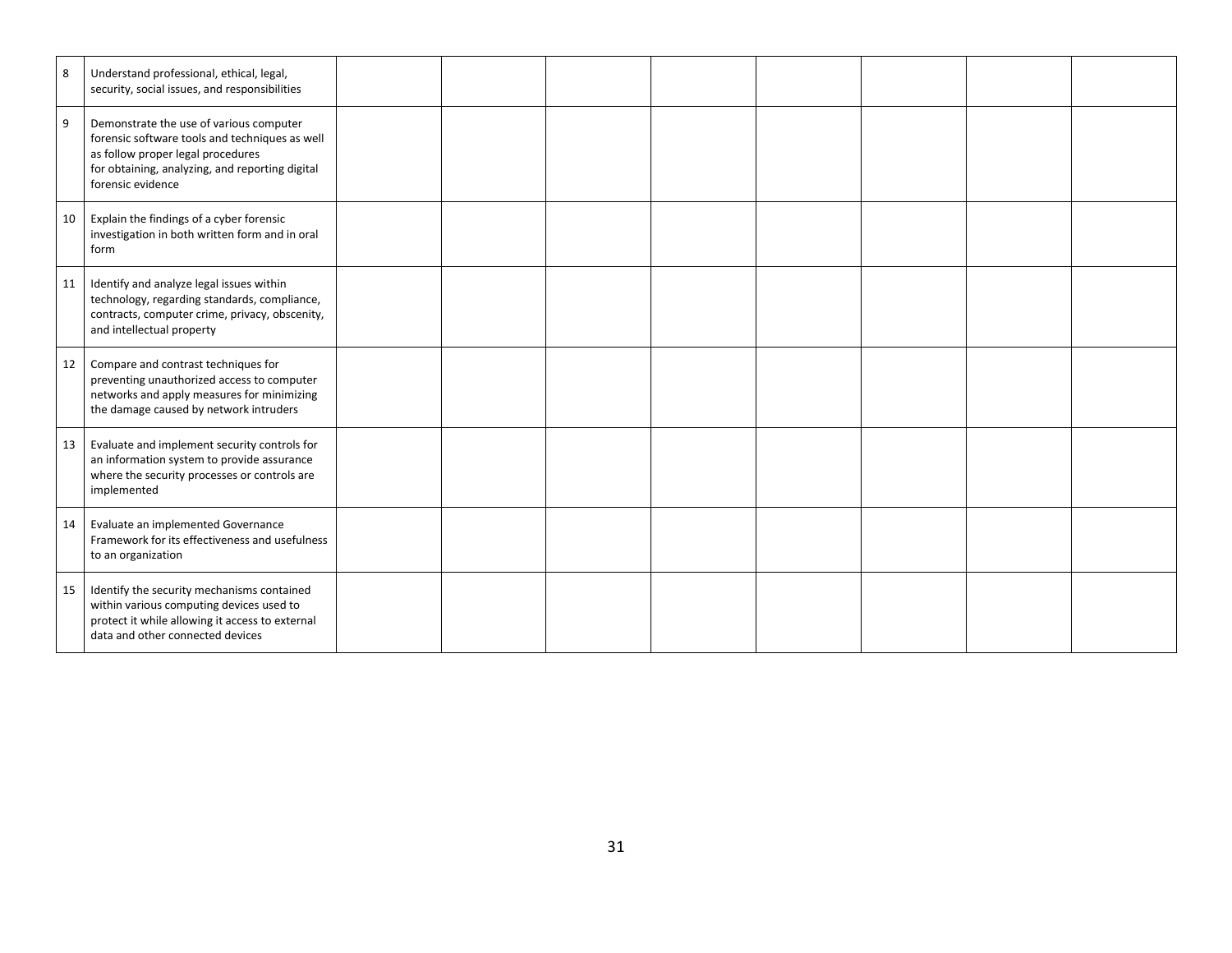| | | | | | | | | | |
|---|---|---|---|---|---|---|---|---|---|
| 8 | Understand professional, ethical, legal, security, social issues, and responsibilities | | | | | | | | |
| 9 | Demonstrate the use of various computer forensic software tools and techniques as well as follow proper legal procedures for obtaining, analyzing, and reporting digital forensic evidence | | | | | | | | |
| 10 | Explain the findings of a cyber forensic investigation in both written form and in oral form | | | | | | | | |
| 11 | Identify and analyze legal issues within technology, regarding standards, compliance, contracts, computer crime, privacy, obscenity, and intellectual property | | | | | | | | |
| 12 | Compare and contrast techniques for preventing unauthorized access to computer networks and apply measures for minimizing the damage caused by network intruders | | | | | | | | |
| 13 | Evaluate and implement security controls for an information system to provide assurance where the security processes or controls are implemented | | | | | | | | |
| 14 | Evaluate an implemented Governance Framework for its effectiveness and usefulness to an organization | | | | | | | | |
| 15 | Identify the security mechanisms contained within various computing devices used to protect it while allowing it access to external data and other connected devices | | | | | | | | |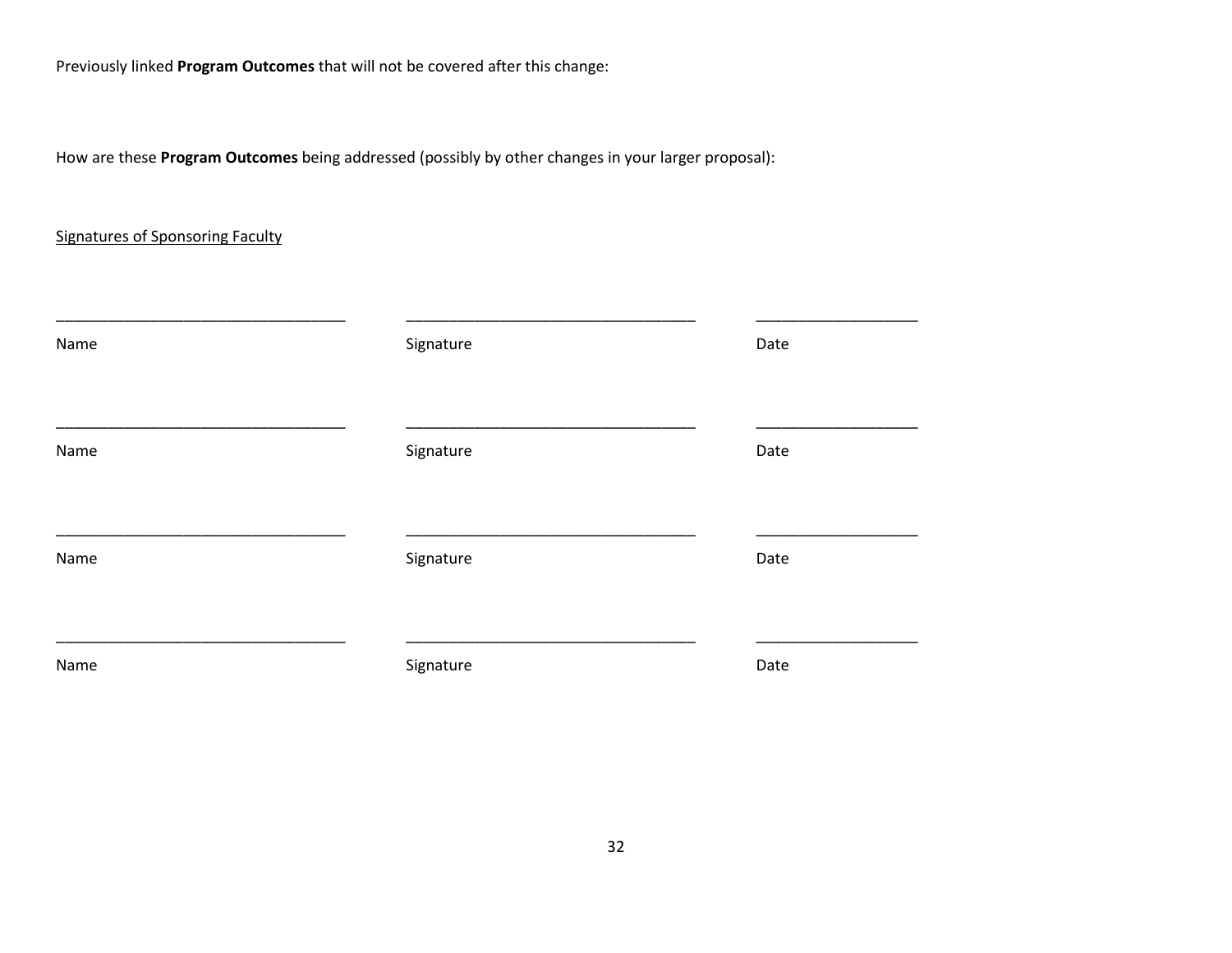Previously linked **Program Outcomes** that will not be covered after this change:

How are these **Program Outcomes** being addressed (possibly by other changes in your larger proposal):

<u>Signatures of Sponsoring Faculty</u>

| ______________________________ | ______________________________ | ________________ |
|---|---|---|
| Name | Signature | Date |
| ______________________________ | ______________________________ | ________________ |
| Name | Signature | Date |
| ______________________________ | ______________________________ | ________________ |
| Name | Signature | Date |
| ______________________________ | ______________________________ | ________________ |
| Name | Signature | Date |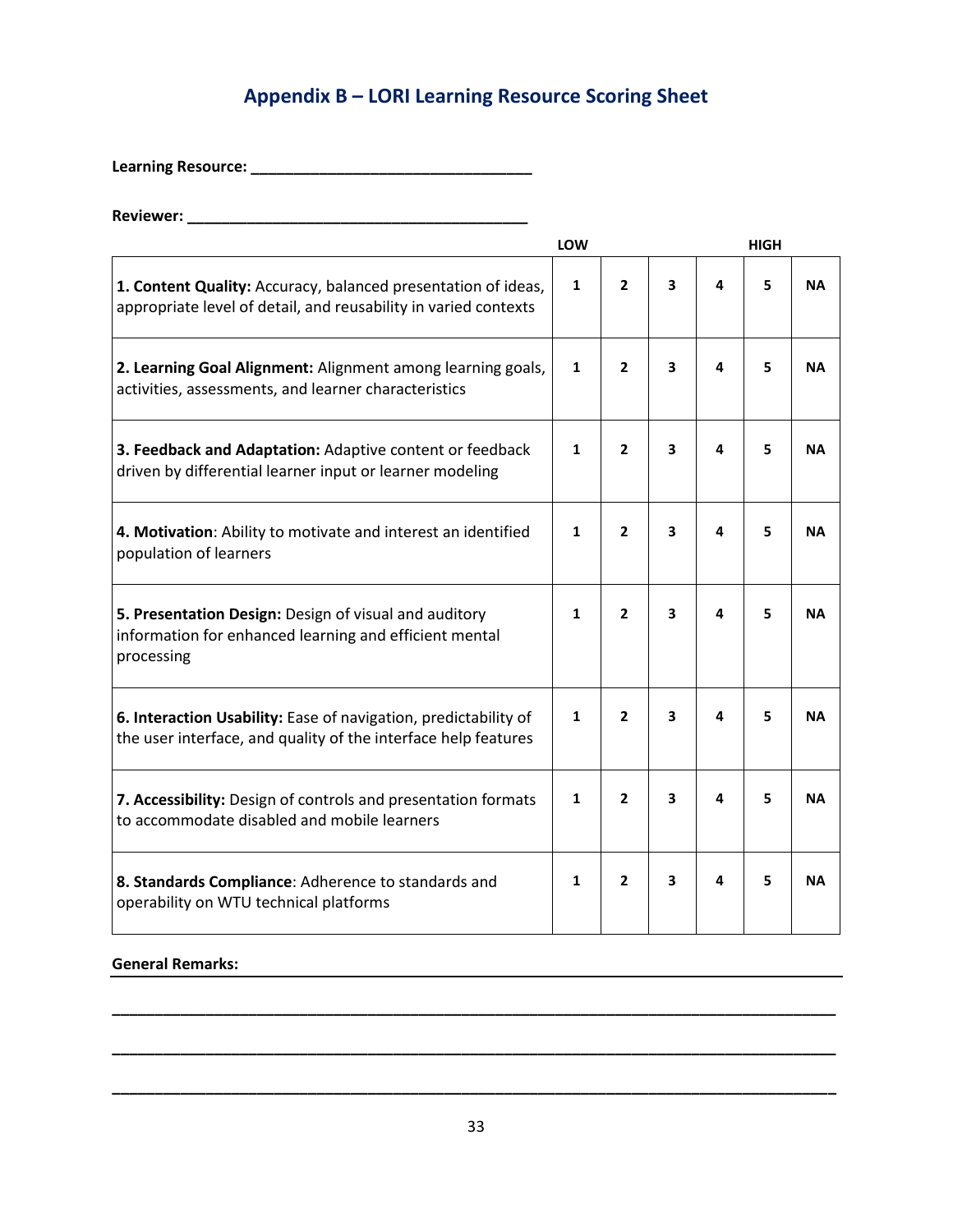# Appendix B – LORI Learning Resource Scoring Sheet

**Learning Resource: ________________________________**

**Reviewer: ________________________________________**

| | LOW | | | | HIGH | |
|---|---|---|---|---|---|---|
| **1. Content Quality:** Accuracy, balanced presentation of ideas, appropriate level of detail, and reusability in varied contexts | 1 | 2 | 3 | 4 | 5 | NA |
| **2. Learning Goal Alignment:** Alignment among learning goals, activities, assessments, and learner characteristics | 1 | 2 | 3 | 4 | 5 | NA |
| **3. Feedback and Adaptation:** Adaptive content or feedback driven by differential learner input or learner modeling | 1 | 2 | 3 | 4 | 5 | NA |
| **4. Motivation**: Ability to motivate and interest an identified population of learners | 1 | 2 | 3 | 4 | 5 | NA |
| **5. Presentation Design:** Design of visual and auditory information for enhanced learning and efficient mental processing | 1 | 2 | 3 | 4 | 5 | NA |
| **6. Interaction Usability:** Ease of navigation, predictability of the user interface, and quality of the interface help features | 1 | 2 | 3 | 4 | 5 | NA |
| **7. Accessibility:** Design of controls and presentation formats to accommodate disabled and mobile learners | 1 | 2 | 3 | 4 | 5 | NA |
| **8. Standards Compliance**: Adherence to standards and operability on WTU technical platforms | 1 | 2 | 3 | 4 | 5 | NA |

**General Remarks:**

________________________________________________________________________________

________________________________________________________________________________

________________________________________________________________________________